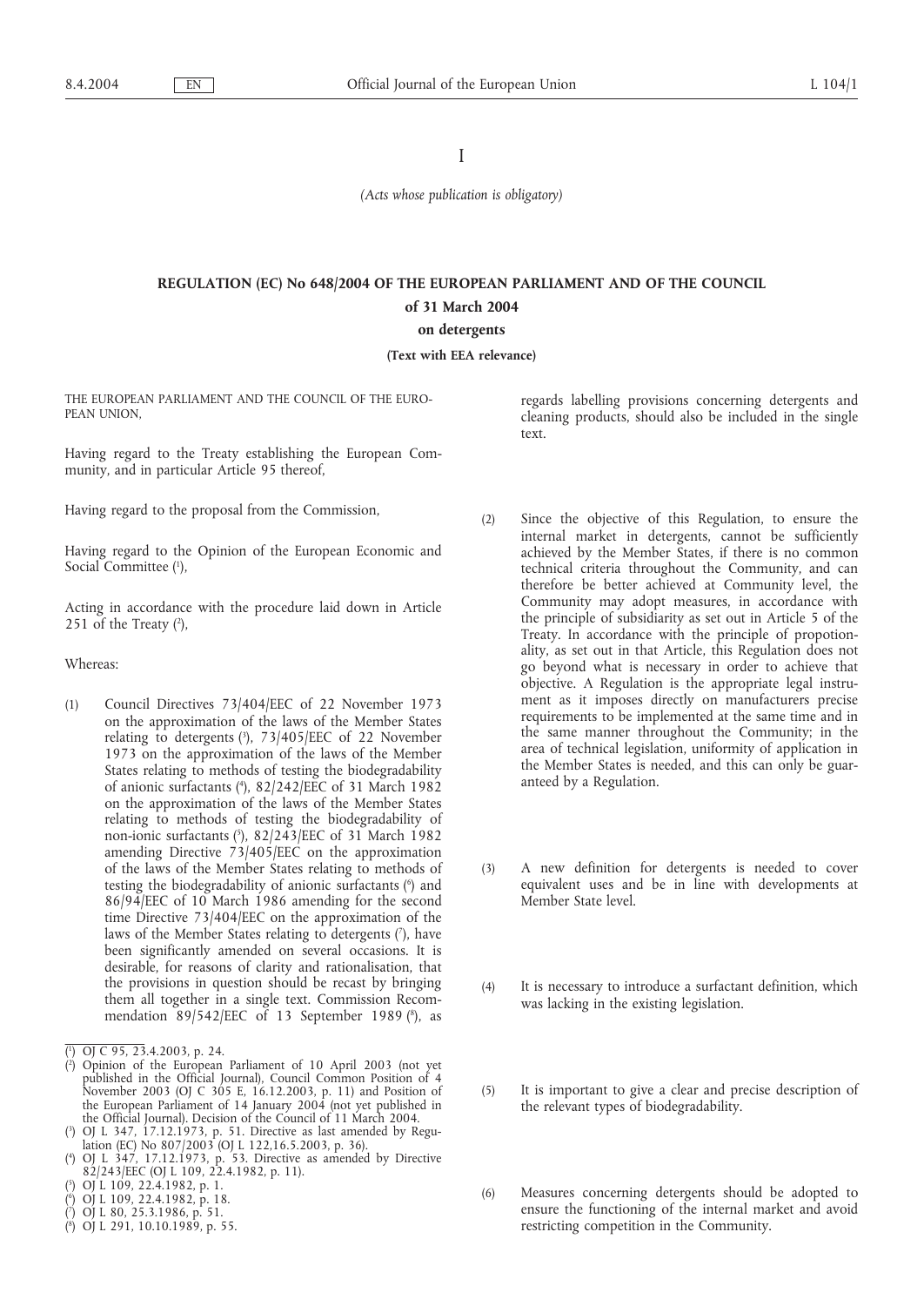I

*(Acts whose publication is obligatory)*

# REGULATION (EC) No 648/2004 OF THE EUROPEAN PARLIAMENT AND OF THE COUNCIL

## of 31 March 2004

## on detergents

**(Text with EEA relevance)**

THE EUROPEAN PARLIAMENT AND THE COUNCIL OF THE EUROPEAN UNION,

Having regard to the Treaty establishing the European Community, and in particular Article 95 thereof,

Having regard to the proposal from the Commission,

Having regard to the Opinion of the European Economic and Social Committee [1],

Acting in accordance with the procedure laid down in Article 251 of the Treaty [2],

Whereas:

(1) Council Directives 73/404/EEC of 22 November 1973 on the approximation of the laws of the Member States relating to detergents [3], 73/405/EEC of 22 November 1973 on the approximation of the laws of the Member States relating to methods of testing the biodegradability of anionic surfactants [4], 82/242/EEC of 31 March 1982 on the approximation of the laws of the Member States relating to methods of testing the biodegradability of non-ionic surfactants [5], 82/243/EEC of 31 March 1982 amending Directive 73/405/EEC on the approximation of the laws of the Member States relating to methods of testing the biodegradability of anionic surfactants [6] and 86/94/EEC of 10 March 1986 amending for the second time Directive 73/404/EEC on the approximation of the laws of the Member States relating to detergents [7], have been significantly amended on several occasions. It is desirable, for reasons of clarity and rationalisation, that the provisions in question should be recast by bringing them all together in a single text. Commission Recommendation 89/542/EEC of 13 September 1989 [8], as regards labelling provisions concerning detergents and cleaning products, should also be included in the single text.

(2) Since the objective of this Regulation, to ensure the internal market in detergents, cannot be sufficiently achieved by the Member States, if there is no common technical criteria throughout the Community, and can therefore be better achieved at Community level, the Community may adopt measures, in accordance with the principle of subsidiarity as set out in Article 5 of the Treaty. In accordance with the principle of propotionality, as set out in that Article, this Regulation does not go beyond what is necessary in order to achieve that objective. A Regulation is the appropriate legal instrument as it imposes directly on manufacturers precise requirements to be implemented at the same time and in the same manner throughout the Community; in the area of technical legislation, uniformity of application in the Member States is needed, and this can only be guaranteed by a Regulation.

(3) A new definition for detergents is needed to cover equivalent uses and be in line with developments at Member State level.

(4) It is necessary to introduce a surfactant definition, which was lacking in the existing legislation.

(5) It is important to give a clear and precise description of the relevant types of biodegradability.

(6) Measures concerning detergents should be adopted to ensure the functioning of the internal market and avoid restricting competition in the Community.

---

[1] OJ C 95, 23.4.2003, p. 24.

[2] Opinion of the European Parliament of 10 April 2003 (not yet published in the Official Journal), Council Common Position of 4 November 2003 (OJ C 305 E, 16.12.2003, p. 11) and Position of the European Parliament of 14 January 2004 (not yet published in the Official Journal). Decision of the Council of 11 March 2004.

[3] OJ L 347, 17.12.1973, p. 51. Directive as last amended by Regulation (EC) No 807/2003 (OJ L 122,16.5.2003, p. 36).

[4] OJ L 347, 17.12.1973, p. 53. Directive as amended by Directive 82/243/EEC (OJ L 109, 22.4.1982, p. 11).

[5] OJ L 109, 22.4.1982, p. 1.

[6] OJ L 109, 22.4.1982, p. 18.

[7] OJ L 80, 25.3.1986, p. 51.

[8] OJ L 291, 10.10.1989, p. 55.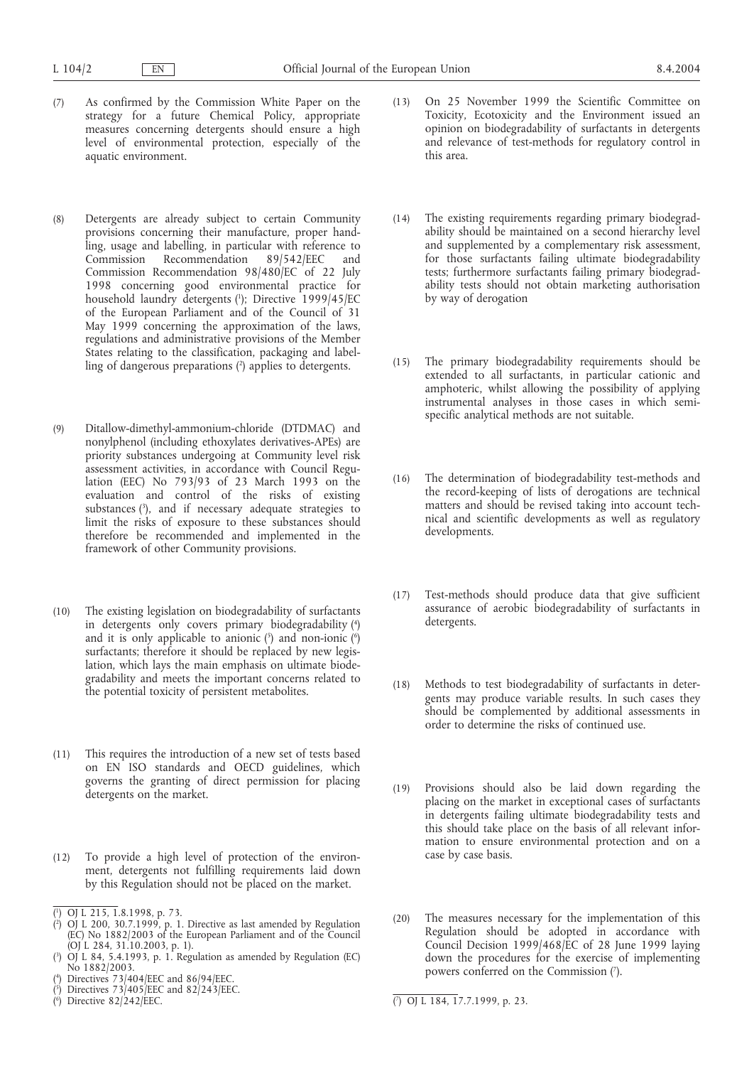(7) As confirmed by the Commission White Paper on the strategy for a future Chemical Policy, appropriate measures concerning detergents should ensure a high level of environmental protection, especially of the aquatic environment.

(8) Detergents are already subject to certain Community provisions concerning their manufacture, proper handling, usage and labelling, in particular with reference to Commission Recommendation 89/542/EEC and Commission Recommendation 98/480/EC of 22 July 1998 concerning good environmental practice for household laundry detergents [1]; Directive 1999/45/EC of the European Parliament and of the Council of 31 May 1999 concerning the approximation of the laws, regulations and administrative provisions of the Member States relating to the classification, packaging and labelling of dangerous preparations [2] applies to detergents.

(9) Ditallow-dimethyl-ammonium-chloride (DTDMAC) and nonylphenol (including ethoxylates derivatives-APEs) are priority substances undergoing at Community level risk assessment activities, in accordance with Council Regulation (EEC) No 793/93 of 23 March 1993 on the evaluation and control of the risks of existing substances [3], and if necessary adequate strategies to limit the risks of exposure to these substances should therefore be recommended and implemented in the framework of other Community provisions.

(10) The existing legislation on biodegradability of surfactants in detergents only covers primary biodegradability [4] and it is only applicable to anionic [5] and non-ionic [6] surfactants; therefore it should be replaced by new legislation, which lays the main emphasis on ultimate biodegradability and meets the important concerns related to the potential toxicity of persistent metabolites.

(11) This requires the introduction of a new set of tests based on EN ISO standards and OECD guidelines, which governs the granting of direct permission for placing detergents on the market.

(12) To provide a high level of protection of the environment, detergents not fulfilling requirements laid down by this Regulation should not be placed on the market.

(13) On 25 November 1999 the Scientific Committee on Toxicity, Ecotoxicity and the Environment issued an opinion on biodegradability of surfactants in detergents and relevance of test-methods for regulatory control in this area.

(14) The existing requirements regarding primary biodegradability should be maintained on a second hierarchy level and supplemented by a complementary risk assessment, for those surfactants failing ultimate biodegradability tests; furthermore surfactants failing primary biodegradability tests should not obtain marketing authorisation by way of derogation

(15) The primary biodegradability requirements should be extended to all surfactants, in particular cationic and amphoteric, whilst allowing the possibility of applying instrumental analyses in those cases in which semi-specific analytical methods are not suitable.

(16) The determination of biodegradability test-methods and the record-keeping of lists of derogations are technical matters and should be revised taking into account technical and scientific developments as well as regulatory developments.

(17) Test-methods should produce data that give sufficient assurance of aerobic biodegradability of surfactants in detergents.

(18) Methods to test biodegradability of surfactants in detergents may produce variable results. In such cases they should be complemented by additional assessments in order to determine the risks of continued use.

(19) Provisions should also be laid down regarding the placing on the market in exceptional cases of surfactants in detergents failing ultimate biodegradability tests and this should take place on the basis of all relevant information to ensure environmental protection and on a case by case basis.

(20) The measures necessary for the implementation of this Regulation should be adopted in accordance with Council Decision 1999/468/EC of 28 June 1999 laying down the procedures for the exercise of implementing powers conferred on the Commission [7].

---

[1] OJ L 215, 1.8.1998, p. 73.

[2] OJ L 200, 30.7.1999, p. 1. Directive as last amended by Regulation (EC) No 1882/2003 of the European Parliament and of the Council (OJ L 284, 31.10.2003, p. 1).

[3] OJ L 84, 5.4.1993, p. 1. Regulation as amended by Regulation (EC) No 1882/2003.

[4] Directives 73/404/EEC and 86/94/EEC.

[5] Directives 73/405/EEC and 82/243/EEC.

[6] Directive 82/242/EEC.

[7] OJ L 184, 17.7.1999, p. 23.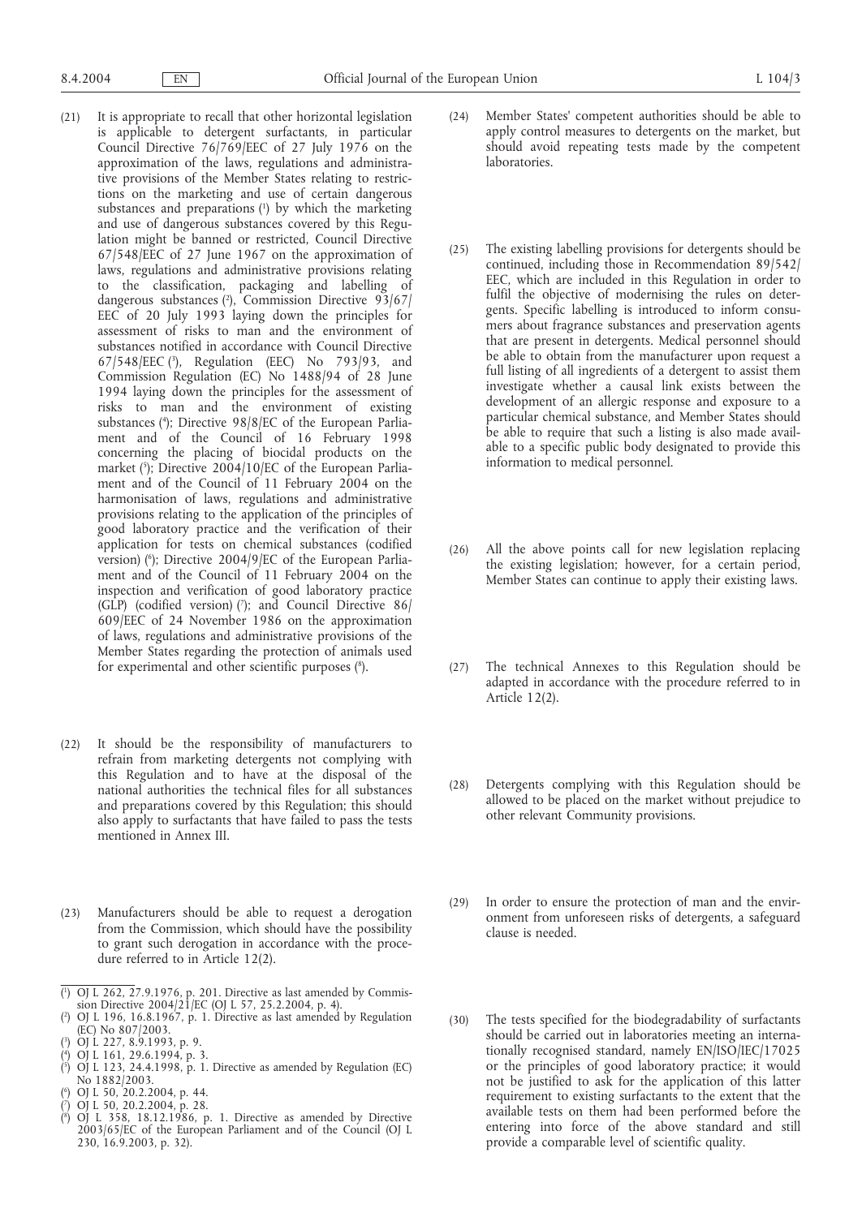(21) It is appropriate to recall that other horizontal legislation is applicable to detergent surfactants, in particular Council Directive 76/769/EEC of 27 July 1976 on the approximation of the laws, regulations and administrative provisions of the Member States relating to restrictions on the marketing and use of certain dangerous substances and preparations [1] by which the marketing and use of dangerous substances covered by this Regulation might be banned or restricted, Council Directive 67/548/EEC of 27 June 1967 on the approximation of laws, regulations and administrative provisions relating to the classification, packaging and labelling of dangerous substances [2], Commission Directive 93/67/EEC of 20 July 1993 laying down the principles for assessment of risks to man and the environment of substances notified in accordance with Council Directive 67/548/EEC [3], Regulation (EEC) No 793/93, and Commission Regulation (EC) No 1488/94 of 28 June 1994 laying down the principles for the assessment of risks to man and the environment of existing substances [4]; Directive 98/8/EC of the European Parliament and of the Council of 16 February 1998 concerning the placing of biocidal products on the market [5]; Directive 2004/10/EC of the European Parliament and of the Council of 11 February 2004 on the harmonisation of laws, regulations and administrative provisions relating to the application of the principles of good laboratory practice and the verification of their application for tests on chemical substances (codified version) [6]; Directive 2004/9/EC of the European Parliament and of the Council of 11 February 2004 on the inspection and verification of good laboratory practice (GLP) (codified version) [7]; and Council Directive 86/609/EEC of 24 November 1986 on the approximation of laws, regulations and administrative provisions of the Member States regarding the protection of animals used for experimental and other scientific purposes [8].

(22) It should be the responsibility of manufacturers to refrain from marketing detergents not complying with this Regulation and to have at the disposal of the national authorities the technical files for all substances and preparations covered by this Regulation; this should also apply to surfactants that have failed to pass the tests mentioned in Annex III.

(23) Manufacturers should be able to request a derogation from the Commission, which should have the possibility to grant such derogation in accordance with the procedure referred to in Article 12(2).

(24) Member States' competent authorities should be able to apply control measures to detergents on the market, but should avoid repeating tests made by the competent laboratories.

(25) The existing labelling provisions for detergents should be continued, including those in Recommendation 89/542/EEC, which are included in this Regulation in order to fulfil the objective of modernising the rules on detergents. Specific labelling is introduced to inform consumers about fragrance substances and preservation agents that are present in detergents. Medical personnel should be able to obtain from the manufacturer upon request a full listing of all ingredients of a detergent to assist them investigate whether a causal link exists between the development of an allergic response and exposure to a particular chemical substance, and Member States should be able to require that such a listing is also made available to a specific public body designated to provide this information to medical personnel.

(26) All the above points call for new legislation replacing the existing legislation; however, for a certain period, Member States can continue to apply their existing laws.

(27) The technical Annexes to this Regulation should be adapted in accordance with the procedure referred to in Article 12(2).

(28) Detergents complying with this Regulation should be allowed to be placed on the market without prejudice to other relevant Community provisions.

(29) In order to ensure the protection of man and the environment from unforeseen risks of detergents, a safeguard clause is needed.

(30) The tests specified for the biodegradability of surfactants should be carried out in laboratories meeting an internationally recognised standard, namely EN/ISO/IEC/17025 or the principles of good laboratory practice; it would not be justified to ask for the application of this latter requirement to existing surfactants to the extent that the available tests on them had been performed before the entering into force of the above standard and still provide a comparable level of scientific quality.

---

[1] OJ L 262, 27.9.1976, p. 201. Directive as last amended by Commission Directive 2004/21/EC (OJ L 57, 25.2.2004, p. 4).

[2] OJ L 196, 16.8.1967, p. 1. Directive as last amended by Regulation (EC) No 807/2003.

[3] OJ L 227, 8.9.1993, p. 9.

[4] OJ L 161, 29.6.1994, p. 3.

[5] OJ L 123, 24.4.1998, p. 1. Directive as amended by Regulation (EC) No 1882/2003.

[6] OJ L 50, 20.2.2004, p. 44.

[7] OJ L 50, 20.2.2004, p. 28.

[8] OJ L 358, 18.12.1986, p. 1. Directive as amended by Directive 2003/65/EC of the European Parliament and of the Council (OJ L 230, 16.9.2003, p. 32).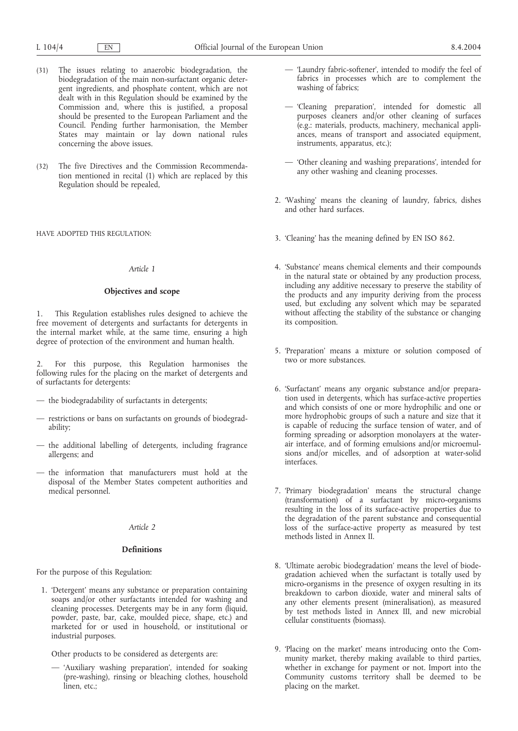(31) The issues relating to anaerobic biodegradation, the biodegradation of the main non-surfactant organic detergent ingredients, and phosphate content, which are not dealt with in this Regulation should be examined by the Commission and, where this is justified, a proposal should be presented to the European Parliament and the Council. Pending further harmonisation, the Member States may maintain or lay down national rules concerning the above issues.

(32) The five Directives and the Commission Recommendation mentioned in recital (1) which are replaced by this Regulation should be repealed,

HAVE ADOPTED THIS REGULATION:

*Article 1*

**Objectives and scope**

1. This Regulation establishes rules designed to achieve the free movement of detergents and surfactants for detergents in the internal market while, at the same time, ensuring a high degree of protection of the environment and human health.

2. For this purpose, this Regulation harmonises the following rules for the placing on the market of detergents and of surfactants for detergents:

— the biodegradability of surfactants in detergents;

— restrictions or bans on surfactants on grounds of biodegradability;

— the additional labelling of detergents, including fragrance allergens; and

— the information that manufacturers must hold at the disposal of the Member States competent authorities and medical personnel.

*Article 2*

**Definitions**

For the purpose of this Regulation:

1. 'Detergent' means any substance or preparation containing soaps and/or other surfactants intended for washing and cleaning processes. Detergents may be in any form (liquid, powder, paste, bar, cake, moulded piece, shape, etc.) and marketed for or used in household, or institutional or industrial purposes.

   Other products to be considered as detergents are:

   — 'Auxiliary washing preparation', intended for soaking (pre-washing), rinsing or bleaching clothes, household linen, etc.;

   — 'Laundry fabric-softener', intended to modify the feel of fabrics in processes which are to complement the washing of fabrics;

   — 'Cleaning preparation', intended for domestic all purposes cleaners and/or other cleaning of surfaces (e.g.: materials, products, machinery, mechanical appliances, means of transport and associated equipment, instruments, apparatus, etc.);

   — 'Other cleaning and washing preparations', intended for any other washing and cleaning processes.

2. 'Washing' means the cleaning of laundry, fabrics, dishes and other hard surfaces.

3. 'Cleaning' has the meaning defined by EN ISO 862.

4. 'Substance' means chemical elements and their compounds in the natural state or obtained by any production process, including any additive necessary to preserve the stability of the products and any impurity deriving from the process used, but excluding any solvent which may be separated without affecting the stability of the substance or changing its composition.

5. 'Preparation' means a mixture or solution composed of two or more substances.

6. 'Surfactant' means any organic substance and/or preparation used in detergents, which has surface-active properties and which consists of one or more hydrophilic and one or more hydrophobic groups of such a nature and size that it is capable of reducing the surface tension of water, and of forming spreading or adsorption monolayers at the water-air interface, and of forming emulsions and/or microemulsions and/or micelles, and of adsorption at water-solid interfaces.

7. 'Primary biodegradation' means the structural change (transformation) of a surfactant by micro-organisms resulting in the loss of its surface-active properties due to the degradation of the parent substance and consequential loss of the surface-active property as measured by test methods listed in Annex II.

8. 'Ultimate aerobic biodegradation' means the level of biodegradation achieved when the surfactant is totally used by micro-organisms in the presence of oxygen resulting in its breakdown to carbon dioxide, water and mineral salts of any other elements present (mineralisation), as measured by test methods listed in Annex III, and new microbial cellular constituents (biomass).

9. 'Placing on the market' means introducing onto the Community market, thereby making available to third parties, whether in exchange for payment or not. Import into the Community customs territory shall be deemed to be placing on the market.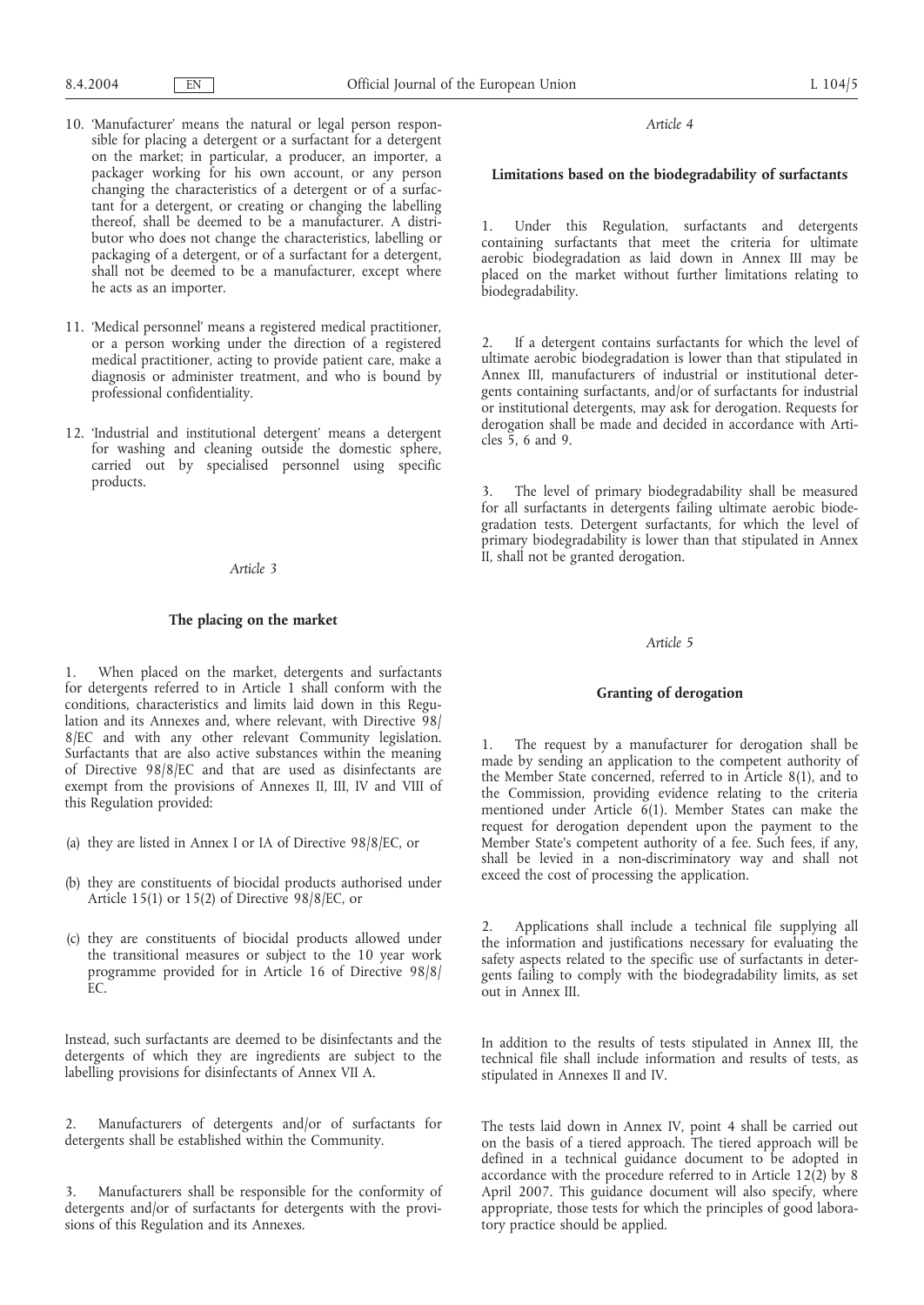10. 'Manufacturer' means the natural or legal person responsible for placing a detergent or a surfactant for a detergent on the market; in particular, a producer, an importer, a packager working for his own account, or any person changing the characteristics of a detergent or of a surfactant for a detergent, or creating or changing the labelling thereof, shall be deemed to be a manufacturer. A distributor who does not change the characteristics, labelling or packaging of a detergent, or of a surfactant for a detergent, shall not be deemed to be a manufacturer, except where he acts as an importer.

11. 'Medical personnel' means a registered medical practitioner, or a person working under the direction of a registered medical practitioner, acting to provide patient care, make a diagnosis or administer treatment, and who is bound by professional confidentiality.

12. 'Industrial and institutional detergent' means a detergent for washing and cleaning outside the domestic sphere, carried out by specialised personnel using specific products.

*Article 3*

**The placing on the market**

1. When placed on the market, detergents and surfactants for detergents referred to in Article 1 shall conform with the conditions, characteristics and limits laid down in this Regulation and its Annexes and, where relevant, with Directive 98/8/EC and with any other relevant Community legislation. Surfactants that are also active substances within the meaning of Directive 98/8/EC and that are used as disinfectants are exempt from the provisions of Annexes II, III, IV and VIII of this Regulation provided:

(a) they are listed in Annex I or IA of Directive 98/8/EC, or

(b) they are constituents of biocidal products authorised under Article 15(1) or 15(2) of Directive 98/8/EC, or

(c) they are constituents of biocidal products allowed under the transitional measures or subject to the 10 year work programme provided for in Article 16 of Directive 98/8/EC.

Instead, such surfactants are deemed to be disinfectants and the detergents of which they are ingredients are subject to the labelling provisions for disinfectants of Annex VII A.

2. Manufacturers of detergents and/or of surfactants for detergents shall be established within the Community.

3. Manufacturers shall be responsible for the conformity of detergents and/or of surfactants for detergents with the provisions of this Regulation and its Annexes.

*Article 4*

**Limitations based on the biodegradability of surfactants**

1. Under this Regulation, surfactants and detergents containing surfactants that meet the criteria for ultimate aerobic biodegradation as laid down in Annex III may be placed on the market without further limitations relating to biodegradability.

2. If a detergent contains surfactants for which the level of ultimate aerobic biodegradation is lower than that stipulated in Annex III, manufacturers of industrial or institutional detergents containing surfactants, and/or of surfactants for industrial or institutional detergents, may ask for derogation. Requests for derogation shall be made and decided in accordance with Articles 5, 6 and 9.

3. The level of primary biodegradability shall be measured for all surfactants in detergents failing ultimate aerobic biodegradation tests. Detergent surfactants, for which the level of primary biodegradability is lower than that stipulated in Annex II, shall not be granted derogation.

*Article 5*

**Granting of derogation**

1. The request by a manufacturer for derogation shall be made by sending an application to the competent authority of the Member State concerned, referred to in Article 8(1), and to the Commission, providing evidence relating to the criteria mentioned under Article 6(1). Member States can make the request for derogation dependent upon the payment to the Member State's competent authority of a fee. Such fees, if any, shall be levied in a non-discriminatory way and shall not exceed the cost of processing the application.

2. Applications shall include a technical file supplying all the information and justifications necessary for evaluating the safety aspects related to the specific use of surfactants in detergents failing to comply with the biodegradability limits, as set out in Annex III.

In addition to the results of tests stipulated in Annex III, the technical file shall include information and results of tests, as stipulated in Annexes II and IV.

The tests laid down in Annex IV, point 4 shall be carried out on the basis of a tiered approach. The tiered approach will be defined in a technical guidance document to be adopted in accordance with the procedure referred to in Article 12(2) by 8 April 2007. This guidance document will also specify, where appropriate, those tests for which the principles of good laboratory practice should be applied.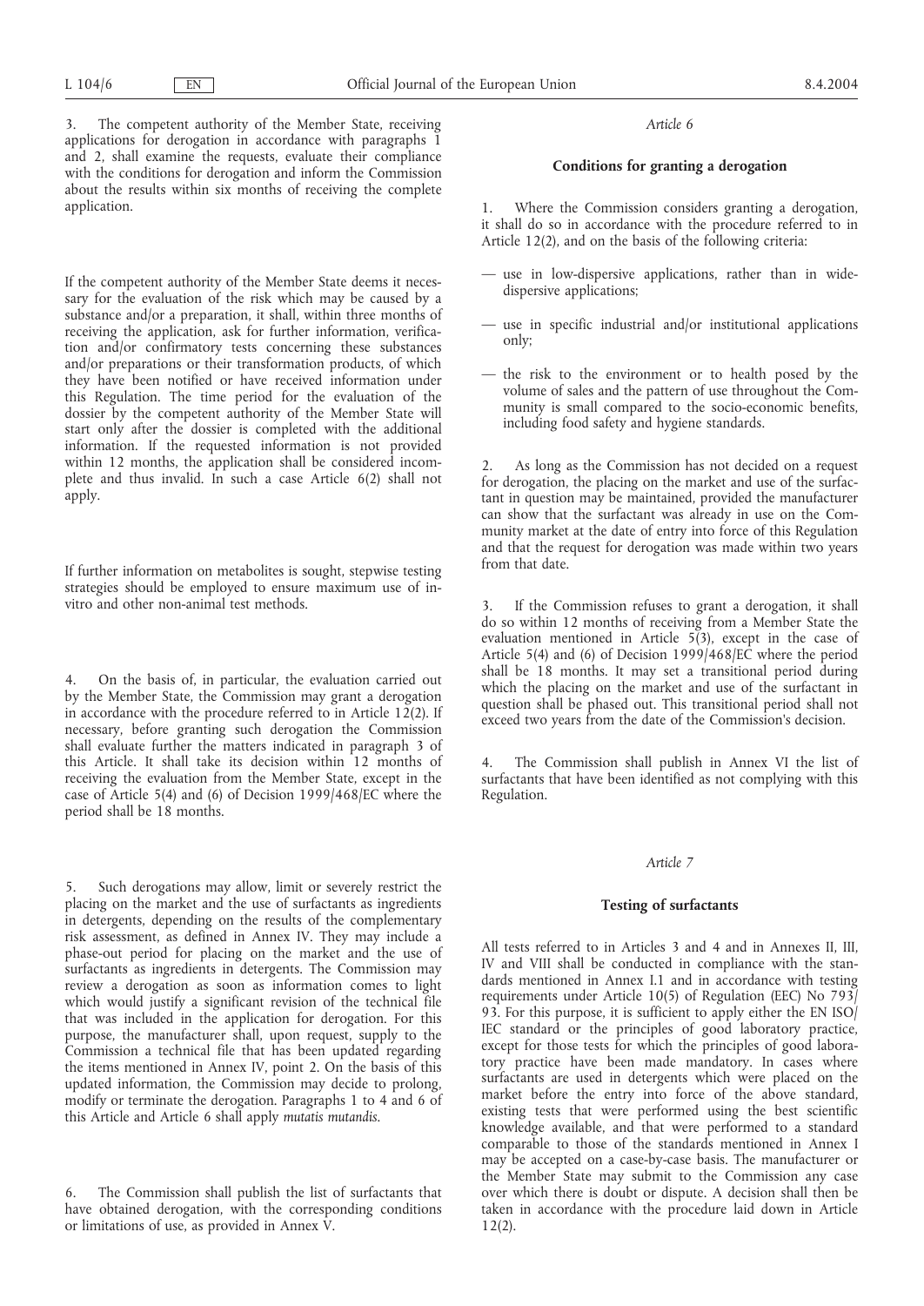3. The competent authority of the Member State, receiving applications for derogation in accordance with paragraphs 1 and 2, shall examine the requests, evaluate their compliance with the conditions for derogation and inform the Commission about the results within six months of receiving the complete application.

If the competent authority of the Member State deems it necessary for the evaluation of the risk which may be caused by a substance and/or a preparation, it shall, within three months of receiving the application, ask for further information, verification and/or confirmatory tests concerning these substances and/or preparations or their transformation products, of which they have been notified or have received information under this Regulation. The time period for the evaluation of the dossier by the competent authority of the Member State will start only after the dossier is completed with the additional information. If the requested information is not provided within 12 months, the application shall be considered incomplete and thus invalid. In such a case Article 6(2) shall not apply.

If further information on metabolites is sought, stepwise testing strategies should be employed to ensure maximum use of in-vitro and other non-animal test methods.

4. On the basis of, in particular, the evaluation carried out by the Member State, the Commission may grant a derogation in accordance with the procedure referred to in Article 12(2). If necessary, before granting such derogation the Commission shall evaluate further the matters indicated in paragraph 3 of this Article. It shall take its decision within 12 months of receiving the evaluation from the Member State, except in the case of Article 5(4) and (6) of Decision 1999/468/EC where the period shall be 18 months.

5. Such derogations may allow, limit or severely restrict the placing on the market and the use of surfactants as ingredients in detergents, depending on the results of the complementary risk assessment, as defined in Annex IV. They may include a phase-out period for placing on the market and the use of surfactants as ingredients in detergents. The Commission may review a derogation as soon as information comes to light which would justify a significant revision of the technical file that was included in the application for derogation. For this purpose, the manufacturer shall, upon request, supply to the Commission a technical file that has been updated regarding the items mentioned in Annex IV, point 2. On the basis of this updated information, the Commission may decide to prolong, modify or terminate the derogation. Paragraphs 1 to 4 and 6 of this Article and Article 6 shall apply *mutatis mutandis*.

6. The Commission shall publish the list of surfactants that have obtained derogation, with the corresponding conditions or limitations of use, as provided in Annex V.

*Article 6*

**Conditions for granting a derogation**

1. Where the Commission considers granting a derogation, it shall do so in accordance with the procedure referred to in Article 12(2), and on the basis of the following criteria:

— use in low-dispersive applications, rather than in wide-dispersive applications;

— use in specific industrial and/or institutional applications only;

— the risk to the environment or to health posed by the volume of sales and the pattern of use throughout the Community is small compared to the socio-economic benefits, including food safety and hygiene standards.

2. As long as the Commission has not decided on a request for derogation, the placing on the market and use of the surfactant in question may be maintained, provided the manufacturer can show that the surfactant was already in use on the Community market at the date of entry into force of this Regulation and that the request for derogation was made within two years from that date.

3. If the Commission refuses to grant a derogation, it shall do so within 12 months of receiving from a Member State the evaluation mentioned in Article 5(3), except in the case of Article 5(4) and (6) of Decision 1999/468/EC where the period shall be 18 months. It may set a transitional period during which the placing on the market and use of the surfactant in question shall be phased out. This transitional period shall not exceed two years from the date of the Commission's decision.

4. The Commission shall publish in Annex VI the list of surfactants that have been identified as not complying with this Regulation.

*Article 7*

**Testing of surfactants**

All tests referred to in Articles 3 and 4 and in Annexes II, III, IV and VIII shall be conducted in compliance with the standards mentioned in Annex I.1 and in accordance with testing requirements under Article 10(5) of Regulation (EEC) No 793/93. For this purpose, it is sufficient to apply either the EN ISO/IEC standard or the principles of good laboratory practice, except for those tests for which the principles of good laboratory practice have been made mandatory. In cases where surfactants are used in detergents which were placed on the market before the entry into force of the above standard, existing tests that were performed using the best scientific knowledge available, and that were performed to a standard comparable to those of the standards mentioned in Annex I may be accepted on a case-by-case basis. The manufacturer or the Member State may submit to the Commission any case over which there is doubt or dispute. A decision shall then be taken in accordance with the procedure laid down in Article 12(2).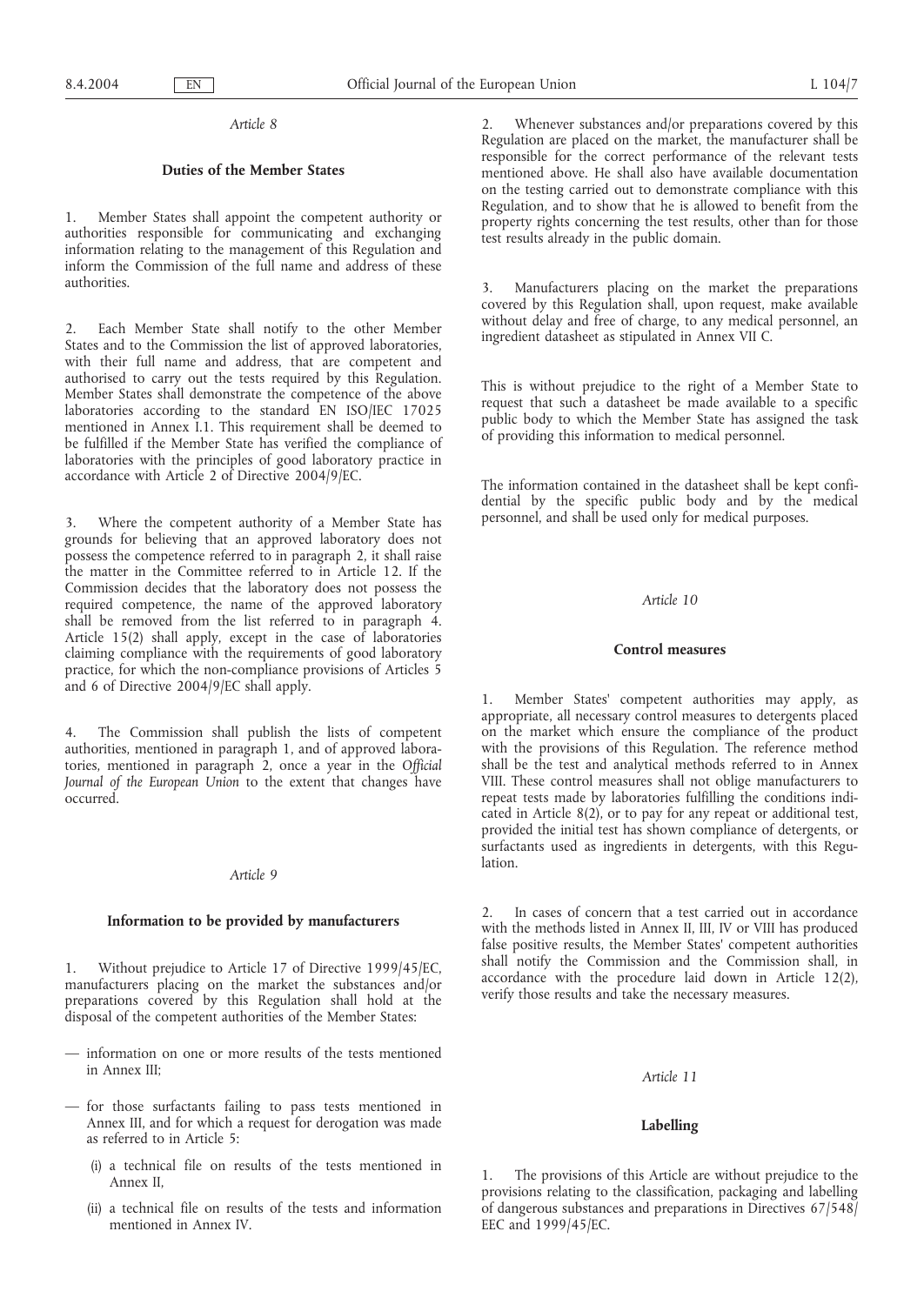*Article 8*

**Duties of the Member States**

1. Member States shall appoint the competent authority or authorities responsible for communicating and exchanging information relating to the management of this Regulation and inform the Commission of the full name and address of these authorities.

2. Each Member State shall notify to the other Member States and to the Commission the list of approved laboratories, with their full name and address, that are competent and authorised to carry out the tests required by this Regulation. Member States shall demonstrate the competence of the above laboratories according to the standard EN ISO/IEC 17025 mentioned in Annex I.1. This requirement shall be deemed to be fulfilled if the Member State has verified the compliance of laboratories with the principles of good laboratory practice in accordance with Article 2 of Directive 2004/9/EC.

3. Where the competent authority of a Member State has grounds for believing that an approved laboratory does not possess the competence referred to in paragraph 2, it shall raise the matter in the Committee referred to in Article 12. If the Commission decides that the laboratory does not possess the required competence, the name of the approved laboratory shall be removed from the list referred to in paragraph 4. Article 15(2) shall apply, except in the case of laboratories claiming compliance with the requirements of good laboratory practice, for which the non-compliance provisions of Articles 5 and 6 of Directive 2004/9/EC shall apply.

4. The Commission shall publish the lists of competent authorities, mentioned in paragraph 1, and of approved laboratories, mentioned in paragraph 2, once a year in the *Official Journal of the European Union* to the extent that changes have occurred.

*Article 9*

**Information to be provided by manufacturers**

1. Without prejudice to Article 17 of Directive 1999/45/EC, manufacturers placing on the market the substances and/or preparations covered by this Regulation shall hold at the disposal of the competent authorities of the Member States:

— information on one or more results of the tests mentioned in Annex III;

— for those surfactants failing to pass tests mentioned in Annex III, and for which a request for derogation was made as referred to in Article 5:

  (i) a technical file on results of the tests mentioned in Annex II,

  (ii) a technical file on results of the tests and information mentioned in Annex IV.

2. Whenever substances and/or preparations covered by this Regulation are placed on the market, the manufacturer shall be responsible for the correct performance of the relevant tests mentioned above. He shall also have available documentation on the testing carried out to demonstrate compliance with this Regulation, and to show that he is allowed to benefit from the property rights concerning the test results, other than for those test results already in the public domain.

3. Manufacturers placing on the market the preparations covered by this Regulation shall, upon request, make available without delay and free of charge, to any medical personnel, an ingredient datasheet as stipulated in Annex VII C.

This is without prejudice to the right of a Member State to request that such a datasheet be made available to a specific public body to which the Member State has assigned the task of providing this information to medical personnel.

The information contained in the datasheet shall be kept confidential by the specific public body and by the medical personnel, and shall be used only for medical purposes.

*Article 10*

**Control measures**

1. Member States' competent authorities may apply, as appropriate, all necessary control measures to detergents placed on the market which ensure the compliance of the product with the provisions of this Regulation. The reference method shall be the test and analytical methods referred to in Annex VIII. These control measures shall not oblige manufacturers to repeat tests made by laboratories fulfilling the conditions indicated in Article 8(2), or to pay for any repeat or additional test, provided the initial test has shown compliance of detergents, or surfactants used as ingredients in detergents, with this Regulation.

2. In cases of concern that a test carried out in accordance with the methods listed in Annex II, III, IV or VIII has produced false positive results, the Member States' competent authorities shall notify the Commission and the Commission shall, in accordance with the procedure laid down in Article 12(2), verify those results and take the necessary measures.

*Article 11*

**Labelling**

1. The provisions of this Article are without prejudice to the provisions relating to the classification, packaging and labelling of dangerous substances and preparations in Directives 67/548/EEC and 1999/45/EC.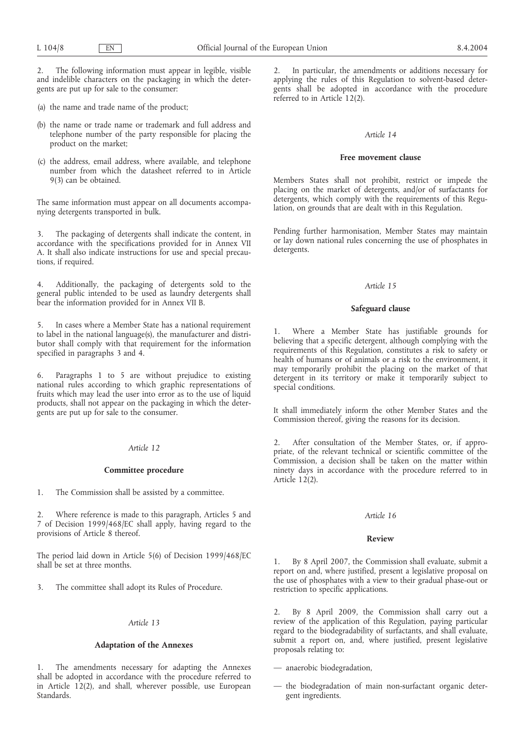2. The following information must appear in legible, visible and indelible characters on the packaging in which the detergents are put up for sale to the consumer:

(a) the name and trade name of the product;

(b) the name or trade name or trademark and full address and telephone number of the party responsible for placing the product on the market;

(c) the address, email address, where available, and telephone number from which the datasheet referred to in Article 9(3) can be obtained.

The same information must appear on all documents accompanying detergents transported in bulk.

3. The packaging of detergents shall indicate the content, in accordance with the specifications provided for in Annex VII A. It shall also indicate instructions for use and special precautions, if required.

4. Additionally, the packaging of detergents sold to the general public intended to be used as laundry detergents shall bear the information provided for in Annex VII B.

5. In cases where a Member State has a national requirement to label in the national language(s), the manufacturer and distributor shall comply with that requirement for the information specified in paragraphs 3 and 4.

6. Paragraphs 1 to 5 are without prejudice to existing national rules according to which graphic representations of fruits which may lead the user into error as to the use of liquid products, shall not appear on the packaging in which the detergents are put up for sale to the consumer.

*Article 12*

**Committee procedure**

1. The Commission shall be assisted by a committee.

2. Where reference is made to this paragraph, Articles 5 and 7 of Decision 1999/468/EC shall apply, having regard to the provisions of Article 8 thereof.

The period laid down in Article 5(6) of Decision 1999/468/EC shall be set at three months.

3. The committee shall adopt its Rules of Procedure.

*Article 13*

**Adaptation of the Annexes**

1. The amendments necessary for adapting the Annexes shall be adopted in accordance with the procedure referred to in Article 12(2), and shall, wherever possible, use European Standards.

2. In particular, the amendments or additions necessary for applying the rules of this Regulation to solvent-based detergents shall be adopted in accordance with the procedure referred to in Article 12(2).

*Article 14*

**Free movement clause**

Members States shall not prohibit, restrict or impede the placing on the market of detergents, and/or of surfactants for detergents, which comply with the requirements of this Regulation, on grounds that are dealt with in this Regulation.

Pending further harmonisation, Member States may maintain or lay down national rules concerning the use of phosphates in detergents.

*Article 15*

**Safeguard clause**

1. Where a Member State has justifiable grounds for believing that a specific detergent, although complying with the requirements of this Regulation, constitutes a risk to safety or health of humans or of animals or a risk to the environment, it may temporarily prohibit the placing on the market of that detergent in its territory or make it temporarily subject to special conditions.

It shall immediately inform the other Member States and the Commission thereof, giving the reasons for its decision.

2. After consultation of the Member States, or, if appropriate, of the relevant technical or scientific committee of the Commission, a decision shall be taken on the matter within ninety days in accordance with the procedure referred to in Article 12(2).

*Article 16*

**Review**

1. By 8 April 2007, the Commission shall evaluate, submit a report on and, where justified, present a legislative proposal on the use of phosphates with a view to their gradual phase-out or restriction to specific applications.

2. By 8 April 2009, the Commission shall carry out a review of the application of this Regulation, paying particular regard to the biodegradability of surfactants, and shall evaluate, submit a report on, and, where justified, present legislative proposals relating to:

— anaerobic biodegradation,

— the biodegradation of main non-surfactant organic detergent ingredients.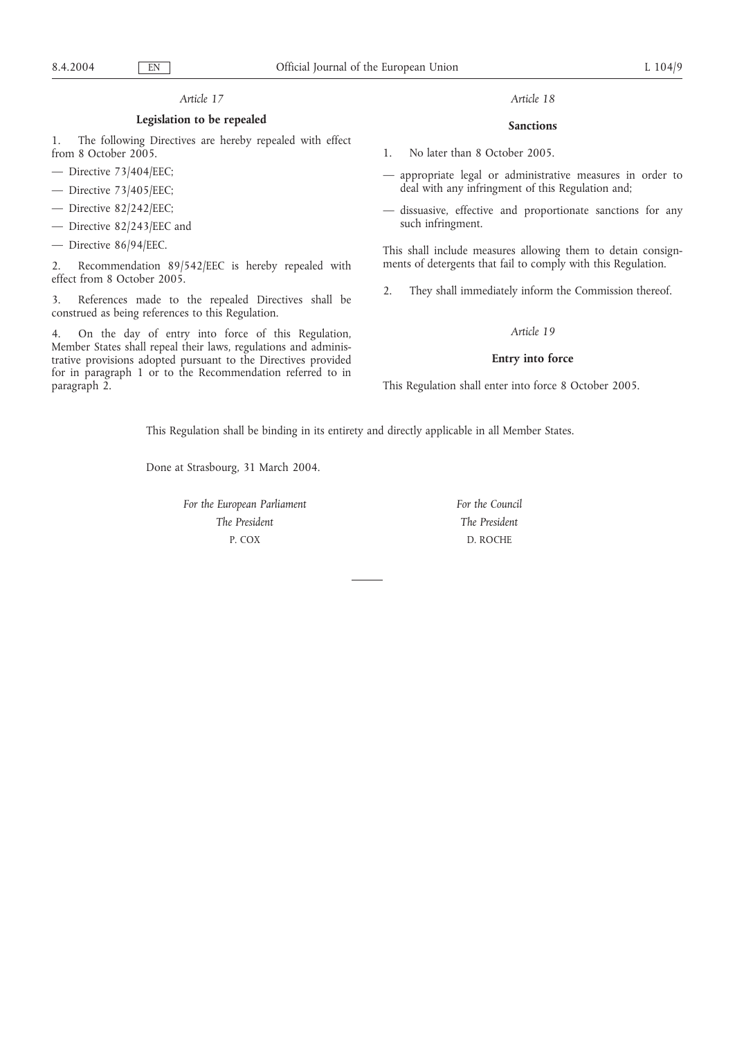*Article 17*

**Legislation to be repealed**

1. The following Directives are hereby repealed with effect from 8 October 2005.

— Directive 73/404/EEC;

— Directive 73/405/EEC;

— Directive 82/242/EEC;

— Directive 82/243/EEC and

— Directive 86/94/EEC.

2. Recommendation 89/542/EEC is hereby repealed with effect from 8 October 2005.

3. References made to the repealed Directives shall be construed as being references to this Regulation.

4. On the day of entry into force of this Regulation, Member States shall repeal their laws, regulations and administrative provisions adopted pursuant to the Directives provided for in paragraph 1 or to the Recommendation referred to in paragraph 2.

*Article 18*

**Sanctions**

1. No later than 8 October 2005.

— appropriate legal or administrative measures in order to deal with any infringment of this Regulation and;

— dissuasive, effective and proportionate sanctions for any such infringment.

This shall include measures allowing them to detain consignments of detergents that fail to comply with this Regulation.

2. They shall immediately inform the Commission thereof.

*Article 19*

**Entry into force**

This Regulation shall enter into force 8 October 2005.

This Regulation shall be binding in its entirety and directly applicable in all Member States.

Done at Strasbourg, 31 March 2004.

*For the European Parliament*
*The President*
P. COX

*For the Council*
*The President*
D. ROCHE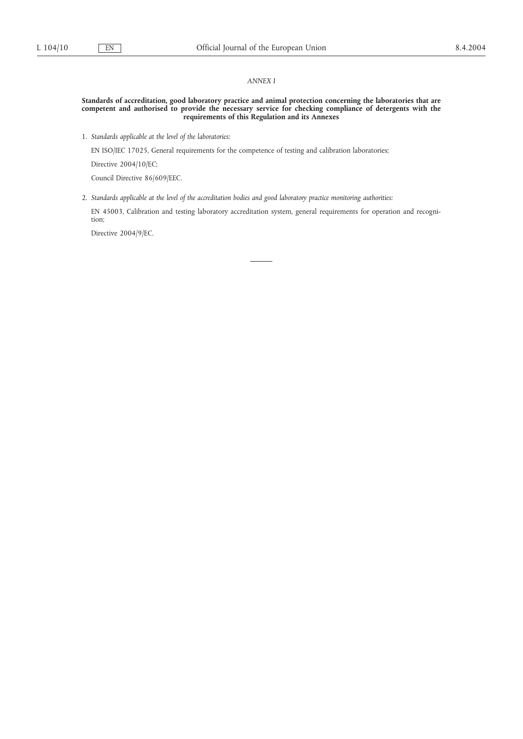*ANNEX I*

**Standards of accreditation, good laboratory practice and animal protection concerning the laboratories that are competent and authorised to provide the necessary service for checking compliance of detergents with the requirements of this Regulation and its Annexes**

1. *Standards applicable at the level of the laboratories:*

   EN ISO/IEC 17025, General requirements for the competence of testing and calibration laboratories;

   Directive 2004/10/EC;

   Council Directive 86/609/EEC.

2. *Standards applicable at the level of the accreditation bodies and good laboratory practice monitoring authorities:*

   EN 45003, Calibration and testing laboratory accreditation system, general requirements for operation and recognition;

   Directive 2004/9/EC.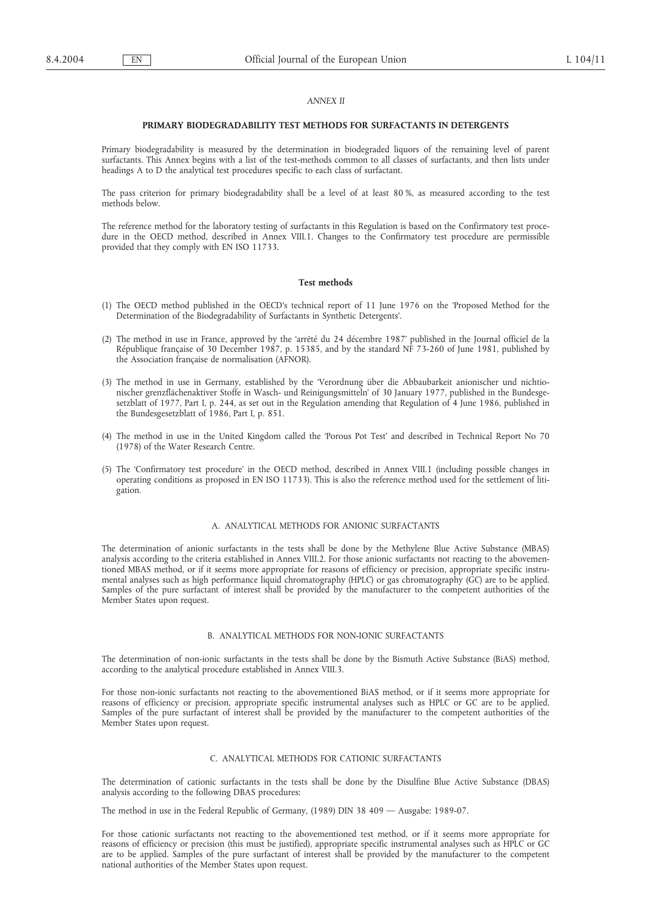*ANNEX II*

## PRIMARY BIODEGRADABILITY TEST METHODS FOR SURFACTANTS IN DETERGENTS

Primary biodegradability is measured by the determination in biodegraded liquors of the remaining level of parent surfactants. This Annex begins with a list of the test-methods common to all classes of surfactants, and then lists under headings A to D the analytical test procedures specific to each class of surfactant.

The pass criterion for primary biodegradability shall be a level of at least 80 %, as measured according to the test methods below.

The reference method for the laboratory testing of surfactants in this Regulation is based on the Confirmatory test procedure in the OECD method, described in Annex VIII.1. Changes to the Confirmatory test procedure are permissible provided that they comply with EN ISO 11733.

### Test methods

(1) The OECD method published in the OECD's technical report of 11 June 1976 on the 'Proposed Method for the Determination of the Biodegradability of Surfactants in Synthetic Detergents'.

(2) The method in use in France, approved by the 'arrêté du 24 décembre 1987' published in the Journal officiel de la République française of 30 December 1987, p. 15385, and by the standard NF 73-260 of June 1981, published by the Association française de normalisation (AFNOR).

(3) The method in use in Germany, established by the 'Verordnung über die Abbaubarkeit anionischer und nichtionischer grenzflächenaktiver Stoffe in Wasch- und Reinigungsmitteln' of 30 January 1977, published in the Bundesgesetzblatt of 1977, Part I, p. 244, as set out in the Regulation amending that Regulation of 4 June 1986, published in the Bundesgesetzblatt of 1986, Part I, p. 851.

(4) The method in use in the United Kingdom called the 'Porous Pot Test' and described in Technical Report No 70 (1978) of the Water Research Centre.

(5) The 'Confirmatory test procedure' in the OECD method, described in Annex VIII.1 (including possible changes in operating conditions as proposed in EN ISO 11733). This is also the reference method used for the settlement of litigation.

### A. ANALYTICAL METHODS FOR ANIONIC SURFACTANTS

The determination of anionic surfactants in the tests shall be done by the Methylene Blue Active Substance (MBAS) analysis according to the criteria established in Annex VIII.2. For those anionic surfactants not reacting to the abovementioned MBAS method, or if it seems more appropriate for reasons of efficiency or precision, appropriate specific instrumental analyses such as high performance liquid chromatography (HPLC) or gas chromatography (GC) are to be applied. Samples of the pure surfactant of interest shall be provided by the manufacturer to the competent authorities of the Member States upon request.

### B. ANALYTICAL METHODS FOR NON-IONIC SURFACTANTS

The determination of non-ionic surfactants in the tests shall be done by the Bismuth Active Substance (BiAS) method, according to the analytical procedure established in Annex VIII.3.

For those non-ionic surfactants not reacting to the abovementioned BiAS method, or if it seems more appropriate for reasons of efficiency or precision, appropriate specific instrumental analyses such as HPLC or GC are to be applied. Samples of the pure surfactant of interest shall be provided by the manufacturer to the competent authorities of the Member States upon request.

### C. ANALYTICAL METHODS FOR CATIONIC SURFACTANTS

The determination of cationic surfactants in the tests shall be done by the Disulfine Blue Active Substance (DBAS) analysis according to the following DBAS procedures:

The method in use in the Federal Republic of Germany, (1989) DIN 38 409 — Ausgabe: 1989-07.

For those cationic surfactants not reacting to the abovementioned test method, or if it seems more appropriate for reasons of efficiency or precision (this must be justified), appropriate specific instrumental analyses such as HPLC or GC are to be applied. Samples of the pure surfactant of interest shall be provided by the manufacturer to the competent national authorities of the Member States upon request.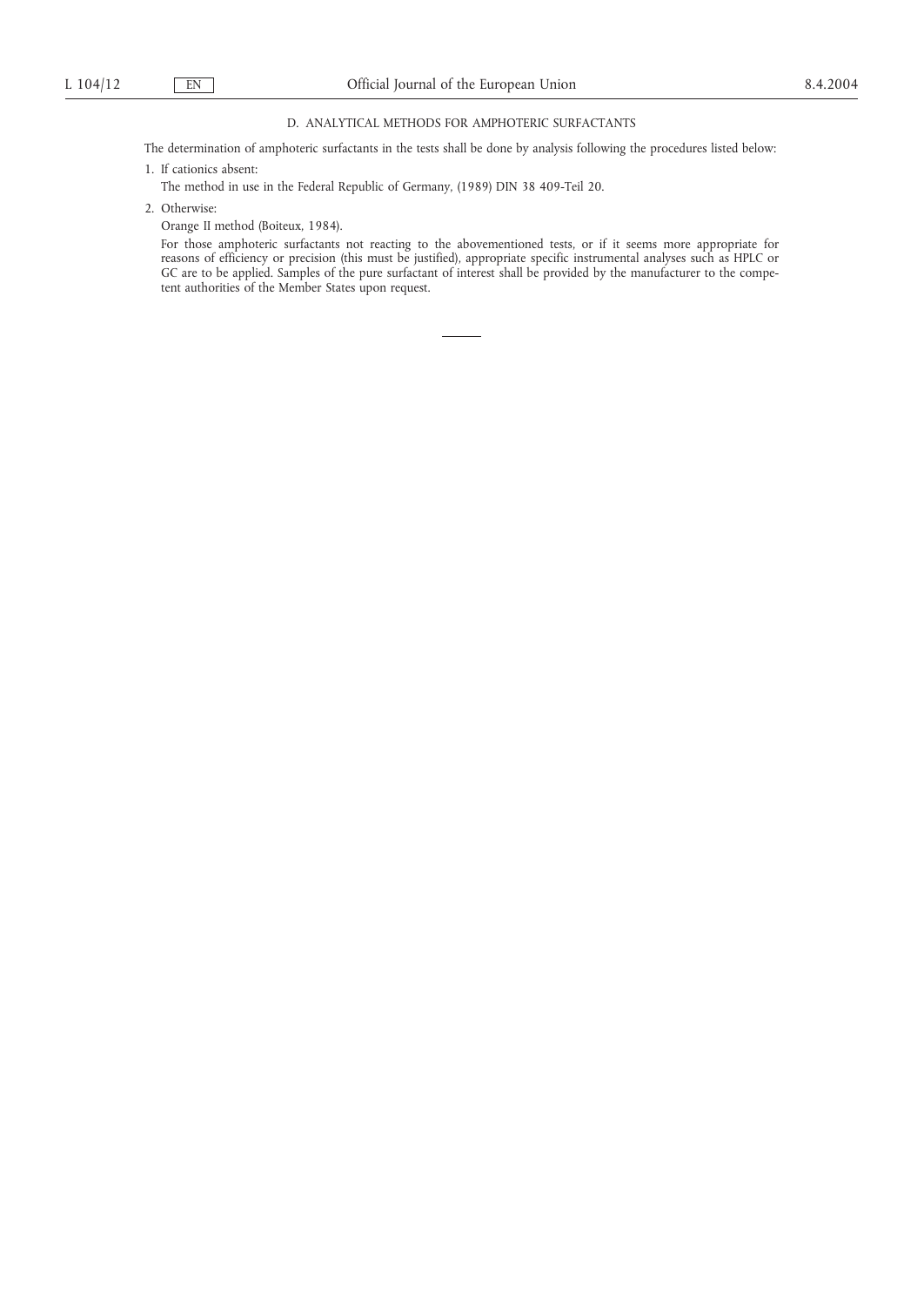## D. ANALYTICAL METHODS FOR AMPHOTERIC SURFACTANTS

The determination of amphoteric surfactants in the tests shall be done by analysis following the procedures listed below:

1. If cationics absent:

   The method in use in the Federal Republic of Germany, (1989) DIN 38 409-Teil 20.

2. Otherwise:

   Orange II method (Boiteux, 1984).

   For those amphoteric surfactants not reacting to the abovementioned tests, or if it seems more appropriate for reasons of efficiency or precision (this must be justified), appropriate specific instrumental analyses such as HPLC or GC are to be applied. Samples of the pure surfactant of interest shall be provided by the manufacturer to the competent authorities of the Member States upon request.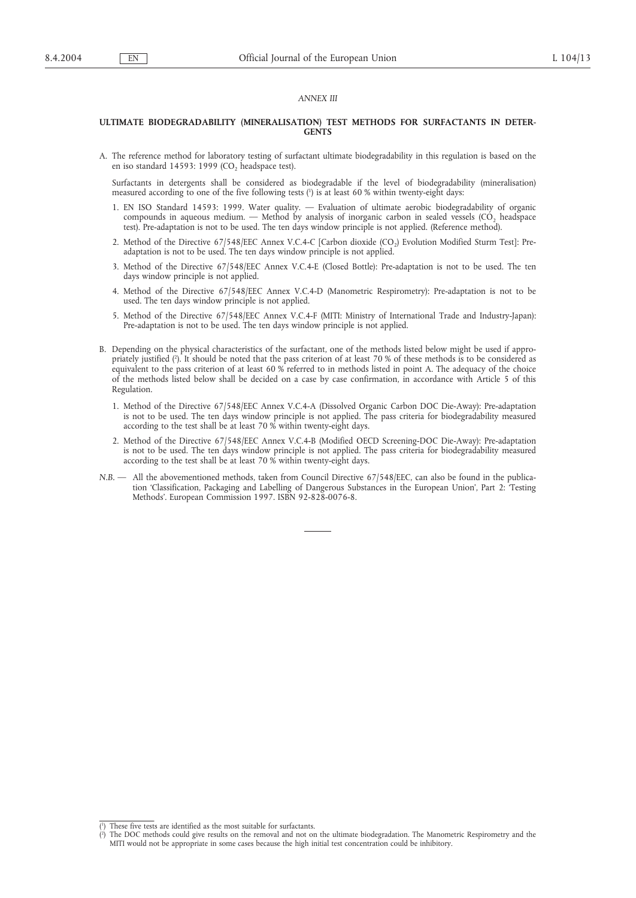*ANNEX III*

**ULTIMATE BIODEGRADABILITY (MINERALISATION) TEST METHODS FOR SURFACTANTS IN DETERGENTS**

A. The reference method for laboratory testing of surfactant ultimate biodegradability in this regulation is based on the en iso standard 14593: 1999 ($CO_2$ headspace test).

   Surfactants in detergents shall be considered as biodegradable if the level of biodegradability (mineralisation) measured according to one of the five following tests [1] is at least 60 % within twenty-eight days:

   1. EN ISO Standard 14593: 1999. Water quality. — Evaluation of ultimate aerobic biodegradability of organic compounds in aqueous medium. — Method by analysis of inorganic carbon in sealed vessels ($CO_2$ headspace test). Pre-adaptation is not to be used. The ten days window principle is not applied. (Reference method).
   2. Method of the Directive 67/548/EEC Annex V.C.4-C [Carbon dioxide ($CO_2$) Evolution Modified Sturm Test]: Pre-adaptation is not to be used. The ten days window principle is not applied.
   3. Method of the Directive 67/548/EEC Annex V.C.4-E (Closed Bottle): Pre-adaptation is not to be used. The ten days window principle is not applied.
   4. Method of the Directive 67/548/EEC Annex V.C.4-D (Manometric Respirometry): Pre-adaptation is not to be used. The ten days window principle is not applied.
   5. Method of the Directive 67/548/EEC Annex V.C.4-F (MITI: Ministry of International Trade and Industry-Japan): Pre-adaptation is not to be used. The ten days window principle is not applied.

B. Depending on the physical characteristics of the surfactant, one of the methods listed below might be used if appropriately justified [2]. It should be noted that the pass criterion of at least 70 % of these methods is to be considered as equivalent to the pass criterion of at least 60 % referred to in methods listed in point A. The adequacy of the choice of the methods listed below shall be decided on a case by case confirmation, in accordance with Article 5 of this Regulation.

   1. Method of the Directive 67/548/EEC Annex V.C.4-A (Dissolved Organic Carbon DOC Die-Away): Pre-adaptation is not to be used. The ten days window principle is not applied. The pass criteria for biodegradability measured according to the test shall be at least 70 % within twenty-eight days.
   2. Method of the Directive 67/548/EEC Annex V.C.4-B (Modified OECD Screening-DOC Die-Away): Pre-adaptation is not to be used. The ten days window principle is not applied. The pass criteria for biodegradability measured according to the test shall be at least 70 % within twenty-eight days.

*N.B.* — All the abovementioned methods, taken from Council Directive 67/548/EEC, can also be found in the publication 'Classification, Packaging and Labelling of Dangerous Substances in the European Union', Part 2: 'Testing Methods'. European Commission 1997. ISBN 92-828-0076-8.

---

[1] These five tests are identified as the most suitable for surfactants.

[2] The DOC methods could give results on the removal and not on the ultimate biodegradation. The Manometric Respirometry and the MITI would not be appropriate in some cases because the high initial test concentration could be inhibitory.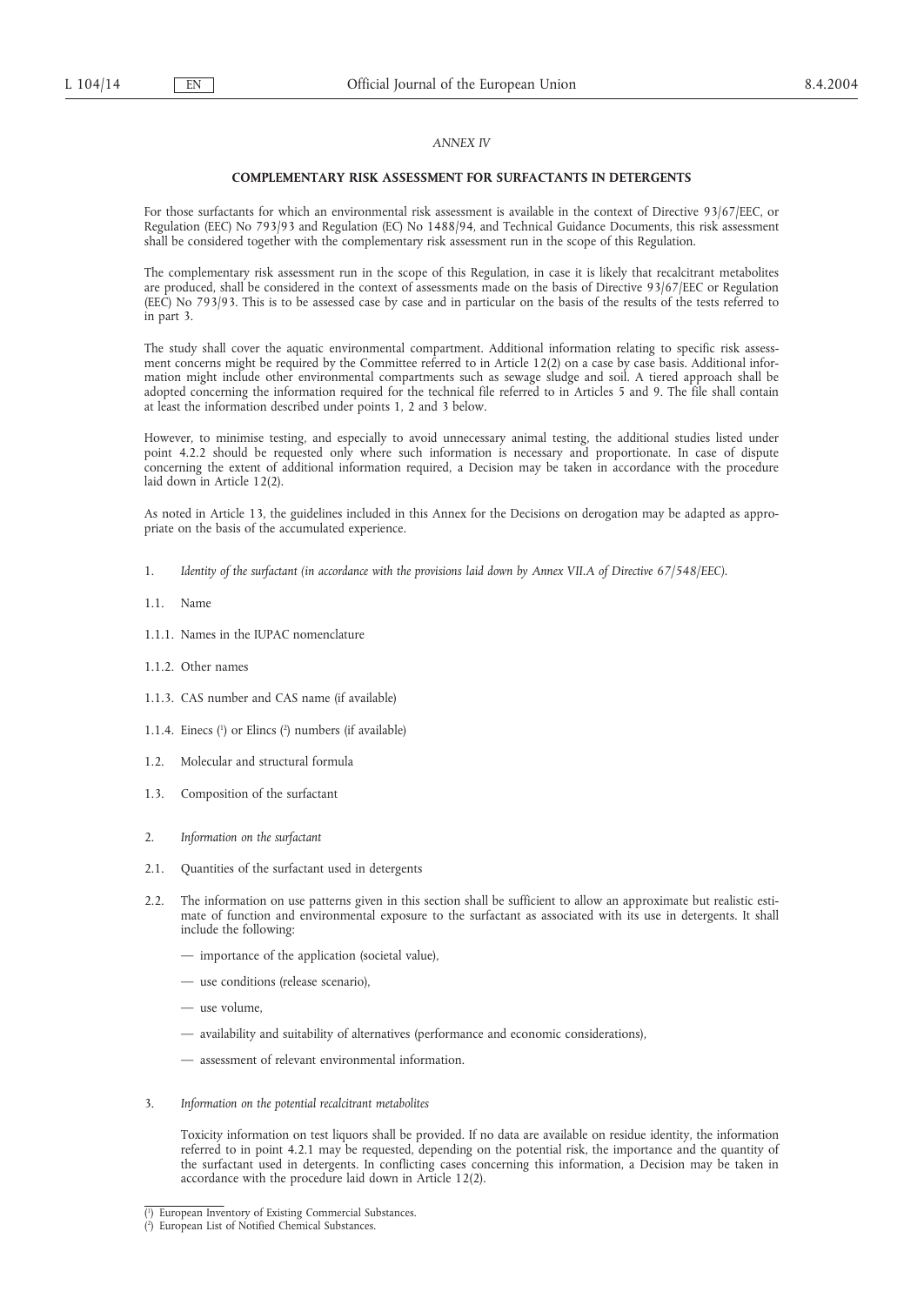*ANNEX IV*

## COMPLEMENTARY RISK ASSESSMENT FOR SURFACTANTS IN DETERGENTS

For those surfactants for which an environmental risk assessment is available in the context of Directive 93/67/EEC, or Regulation (EEC) No 793/93 and Regulation (EC) No 1488/94, and Technical Guidance Documents, this risk assessment shall be considered together with the complementary risk assessment run in the scope of this Regulation.

The complementary risk assessment run in the scope of this Regulation, in case it is likely that recalcitrant metabolites are produced, shall be considered in the context of assessments made on the basis of Directive 93/67/EEC or Regulation (EEC) No 793/93. This is to be assessed case by case and in particular on the basis of the results of the tests referred to in part 3.

The study shall cover the aquatic environmental compartment. Additional information relating to specific risk assessment concerns might be required by the Committee referred to in Article 12(2) on a case by case basis. Additional information might include other environmental compartments such as sewage sludge and soil. A tiered approach shall be adopted concerning the information required for the technical file referred to in Articles 5 and 9. The file shall contain at least the information described under points 1, 2 and 3 below.

However, to minimise testing, and especially to avoid unnecessary animal testing, the additional studies listed under point 4.2.2 should be requested only where such information is necessary and proportionate. In case of dispute concerning the extent of additional information required, a Decision may be taken in accordance with the procedure laid down in Article 12(2).

As noted in Article 13, the guidelines included in this Annex for the Decisions on derogation may be adapted as appropriate on the basis of the accumulated experience.

1. *Identity of the surfactant (in accordance with the provisions laid down by Annex VII.A of Directive 67/548/EEC).*

1.1. Name

1.1.1. Names in the IUPAC nomenclature

1.1.2. Other names

1.1.3. CAS number and CAS name (if available)

1.1.4. Einecs [1] or Elincs [2] numbers (if available)

1.2. Molecular and structural formula

1.3. Composition of the surfactant

2. *Information on the surfactant*

2.1. Quantities of the surfactant used in detergents

2.2. The information on use patterns given in this section shall be sufficient to allow an approximate but realistic estimate of function and environmental exposure to the surfactant as associated with its use in detergents. It shall include the following:

— importance of the application (societal value),

— use conditions (release scenario),

— use volume,

— availability and suitability of alternatives (performance and economic considerations),

— assessment of relevant environmental information.

3. *Information on the potential recalcitrant metabolites*

Toxicity information on test liquors shall be provided. If no data are available on residue identity, the information referred to in point 4.2.1 may be requested, depending on the potential risk, the importance and the quantity of the surfactant used in detergents. In conflicting cases concerning this information, a Decision may be taken in accordance with the procedure laid down in Article 12(2).

[1] European Inventory of Existing Commercial Substances.

[2] European List of Notified Chemical Substances.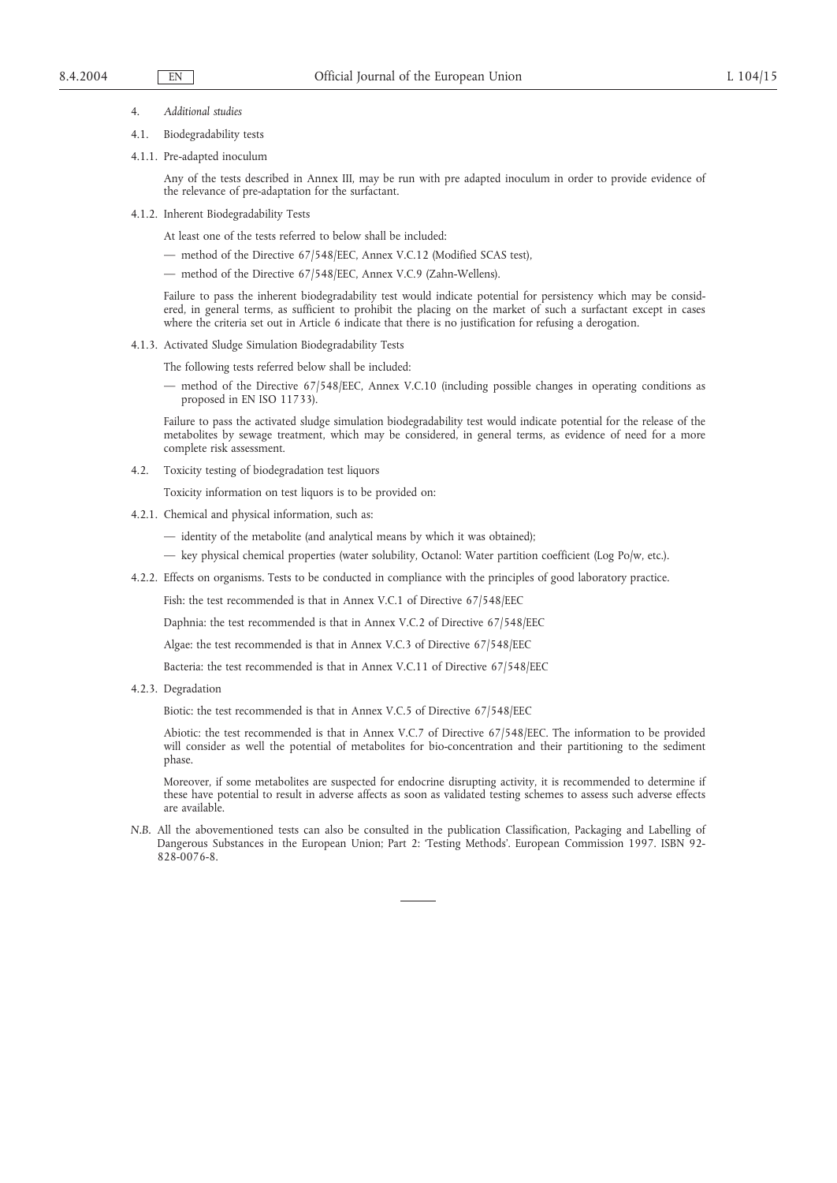4. *Additional studies*

4.1. Biodegradability tests

4.1.1. Pre-adapted inoculum

Any of the tests described in Annex III, may be run with pre adapted inoculum in order to provide evidence of the relevance of pre-adaptation for the surfactant.

4.1.2. Inherent Biodegradability Tests

At least one of the tests referred to below shall be included:

— method of the Directive 67/548/EEC, Annex V.C.12 (Modified SCAS test),

— method of the Directive 67/548/EEC, Annex V.C.9 (Zahn-Wellens).

Failure to pass the inherent biodegradability test would indicate potential for persistency which may be considered, in general terms, as sufficient to prohibit the placing on the market of such a surfactant except in cases where the criteria set out in Article 6 indicate that there is no justification for refusing a derogation.

4.1.3. Activated Sludge Simulation Biodegradability Tests

The following tests referred below shall be included:

— method of the Directive 67/548/EEC, Annex V.C.10 (including possible changes in operating conditions as proposed in EN ISO 11733).

Failure to pass the activated sludge simulation biodegradability test would indicate potential for the release of the metabolites by sewage treatment, which may be considered, in general terms, as evidence of need for a more complete risk assessment.

4.2. Toxicity testing of biodegradation test liquors

Toxicity information on test liquors is to be provided on:

4.2.1. Chemical and physical information, such as:

— identity of the metabolite (and analytical means by which it was obtained);

— key physical chemical properties (water solubility, Octanol: Water partition coefficient (Log Po/w, etc.).

4.2.2. Effects on organisms. Tests to be conducted in compliance with the principles of good laboratory practice.

Fish: the test recommended is that in Annex V.C.1 of Directive 67/548/EEC

Daphnia: the test recommended is that in Annex V.C.2 of Directive 67/548/EEC

Algae: the test recommended is that in Annex V.C.3 of Directive 67/548/EEC

Bacteria: the test recommended is that in Annex V.C.11 of Directive 67/548/EEC

4.2.3. Degradation

Biotic: the test recommended is that in Annex V.C.5 of Directive 67/548/EEC

Abiotic: the test recommended is that in Annex V.C.7 of Directive 67/548/EEC. The information to be provided will consider as well the potential of metabolites for bio-concentration and their partitioning to the sediment phase.

Moreover, if some metabolites are suspected for endocrine disrupting activity, it is recommended to determine if these have potential to result in adverse affects as soon as validated testing schemes to assess such adverse effects are available.

*N.B.* All the abovementioned tests can also be consulted in the publication Classification, Packaging and Labelling of Dangerous Substances in the European Union; Part 2: 'Testing Methods'. European Commission 1997. ISBN 92-828-0076-8.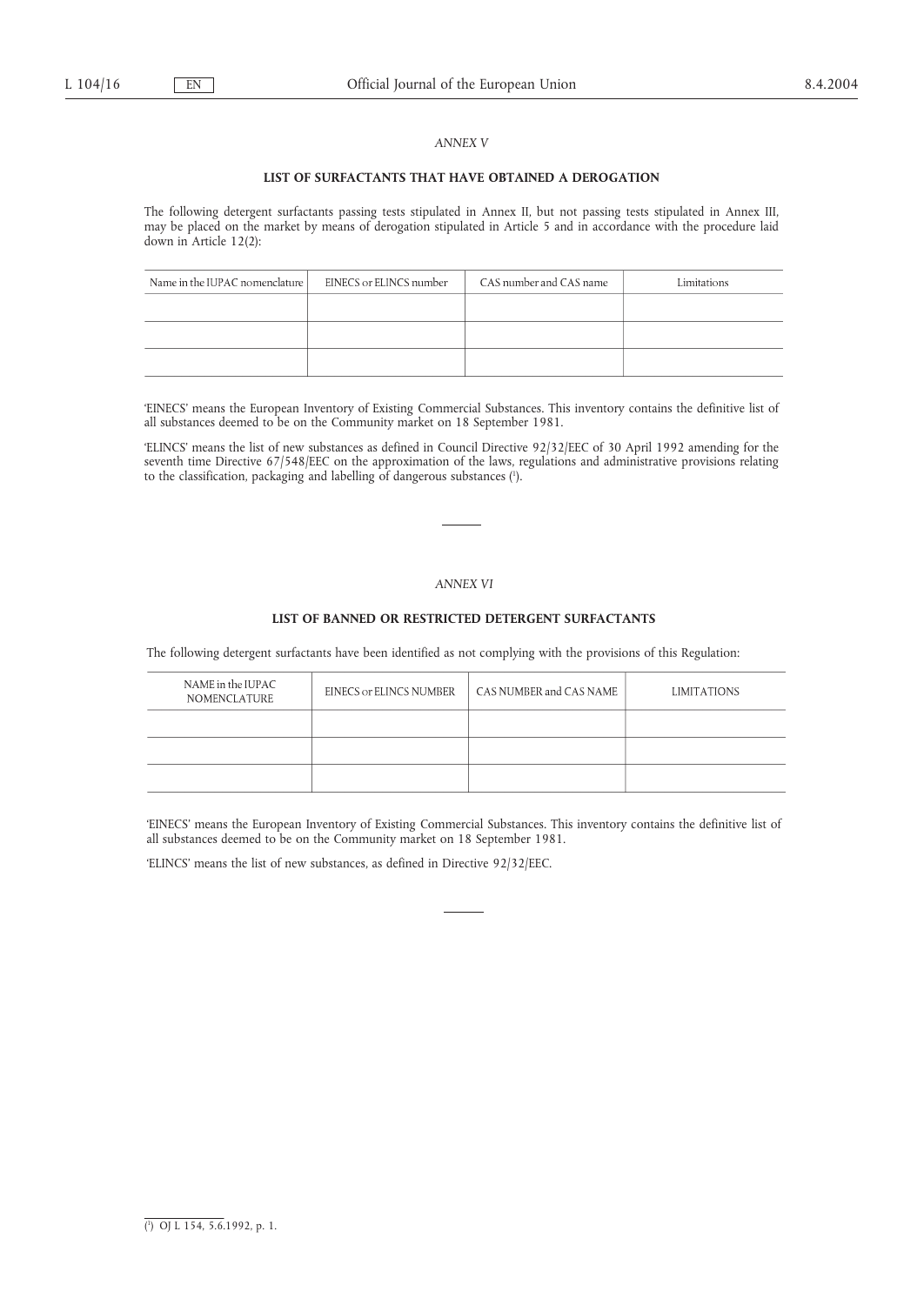*ANNEX V*

## LIST OF SURFACTANTS THAT HAVE OBTAINED A DEROGATION

The following detergent surfactants passing tests stipulated in Annex II, but not passing tests stipulated in Annex III, may be placed on the market by means of derogation stipulated in Article 5 and in accordance with the procedure laid down in Article 12(2):

| Name in the IUPAC nomenclature | EINECS or ELINCS number | CAS number and CAS name | Limitations |
|---|---|---|---|
| | | | |
| | | | |
| | | | |

'EINECS' means the European Inventory of Existing Commercial Substances. This inventory contains the definitive list of all substances deemed to be on the Community market on 18 September 1981.

'ELINCS' means the list of new substances as defined in Council Directive 92/32/EEC of 30 April 1992 amending for the seventh time Directive 67/548/EEC on the approximation of the laws, regulations and administrative provisions relating to the classification, packaging and labelling of dangerous substances (1).

*ANNEX VI*

## LIST OF BANNED OR RESTRICTED DETERGENT SURFACTANTS

The following detergent surfactants have been identified as not complying with the provisions of this Regulation:

| NAME in the IUPAC NOMENCLATURE | EINECS or ELINCS NUMBER | CAS NUMBER and CAS NAME | LIMITATIONS |
|---|---|---|---|
| | | | |
| | | | |
| | | | |

'EINECS' means the European Inventory of Existing Commercial Substances. This inventory contains the definitive list of all substances deemed to be on the Community market on 18 September 1981.

'ELINCS' means the list of new substances, as defined in Directive 92/32/EEC.

(1) OJ L 154, 5.6.1992, p. 1.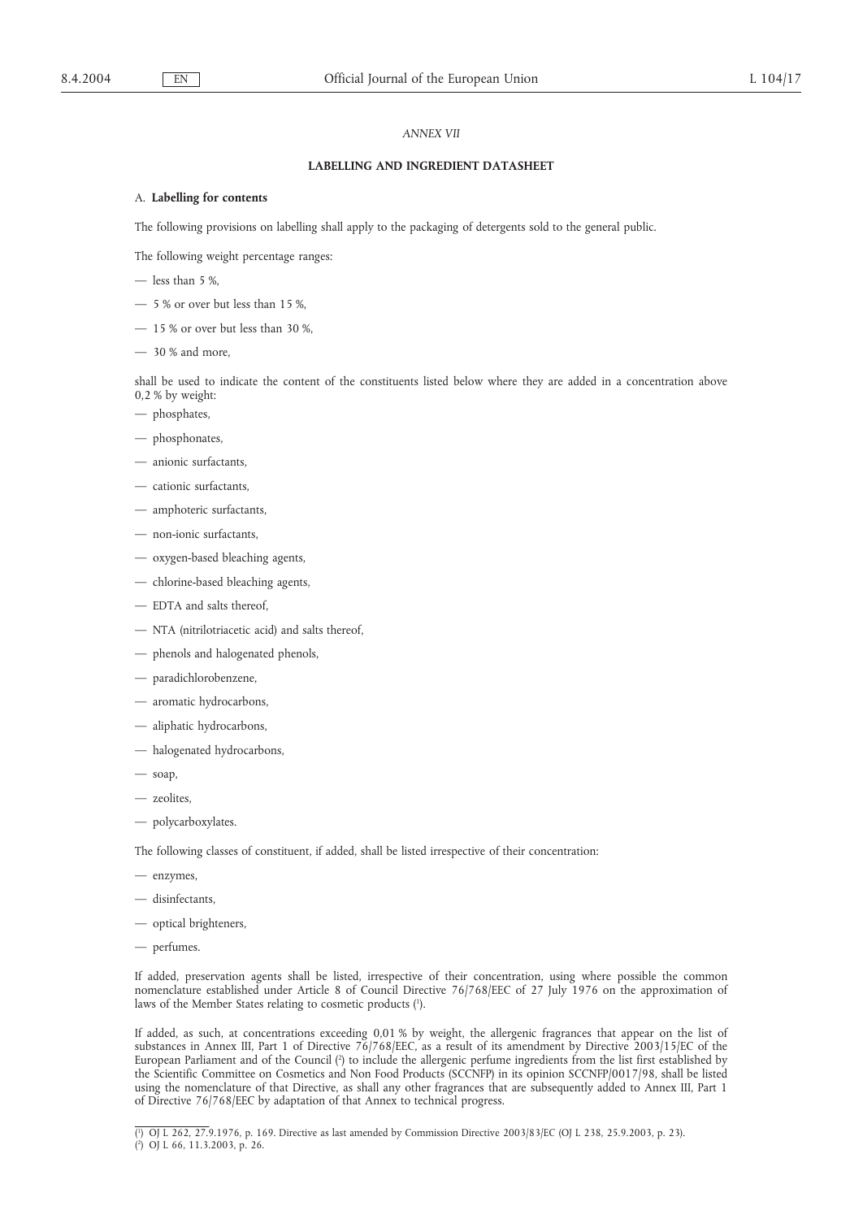*ANNEX VII*

## LABELLING AND INGREDIENT DATASHEET

### A. **Labelling for contents**

The following provisions on labelling shall apply to the packaging of detergents sold to the general public.

The following weight percentage ranges:

- less than 5 %,
- 5 % or over but less than 15 %,
- 15 % or over but less than 30 %,
- 30 % and more,

shall be used to indicate the content of the constituents listed below where they are added in a concentration above 0,2 % by weight:

- phosphates,
- phosphonates,
- anionic surfactants,
- cationic surfactants,
- amphoteric surfactants,
- non-ionic surfactants,
- oxygen-based bleaching agents,
- chlorine-based bleaching agents,
- EDTA and salts thereof,
- NTA (nitrilotriacetic acid) and salts thereof,
- phenols and halogenated phenols,
- paradichlorobenzene,
- aromatic hydrocarbons,
- aliphatic hydrocarbons,
- halogenated hydrocarbons,
- soap,
- zeolites,
- polycarboxylates.

The following classes of constituent, if added, shall be listed irrespective of their concentration:

- enzymes,
- disinfectants,
- optical brighteners,
- perfumes.

If added, preservation agents shall be listed, irrespective of their concentration, using where possible the common nomenclature established under Article 8 of Council Directive 76/768/EEC of 27 July 1976 on the approximation of laws of the Member States relating to cosmetic products [1].

If added, as such, at concentrations exceeding 0,01 % by weight, the allergenic fragrances that appear on the list of substances in Annex III, Part 1 of Directive 76/768/EEC, as a result of its amendment by Directive 2003/15/EC of the European Parliament and of the Council [2] to include the allergenic perfume ingredients from the list first established by the Scientific Committee on Cosmetics and Non Food Products (SCCNFP) in its opinion SCCNFP/0017/98, shall be listed using the nomenclature of that Directive, as shall any other fragrances that are subsequently added to Annex III, Part 1 of Directive 76/768/EEC by adaptation of that Annex to technical progress.

---

[1] OJ L 262, 27.9.1976, p. 169. Directive as last amended by Commission Directive 2003/83/EC (OJ L 238, 25.9.2003, p. 23).

[2] OJ L 66, 11.3.2003, p. 26.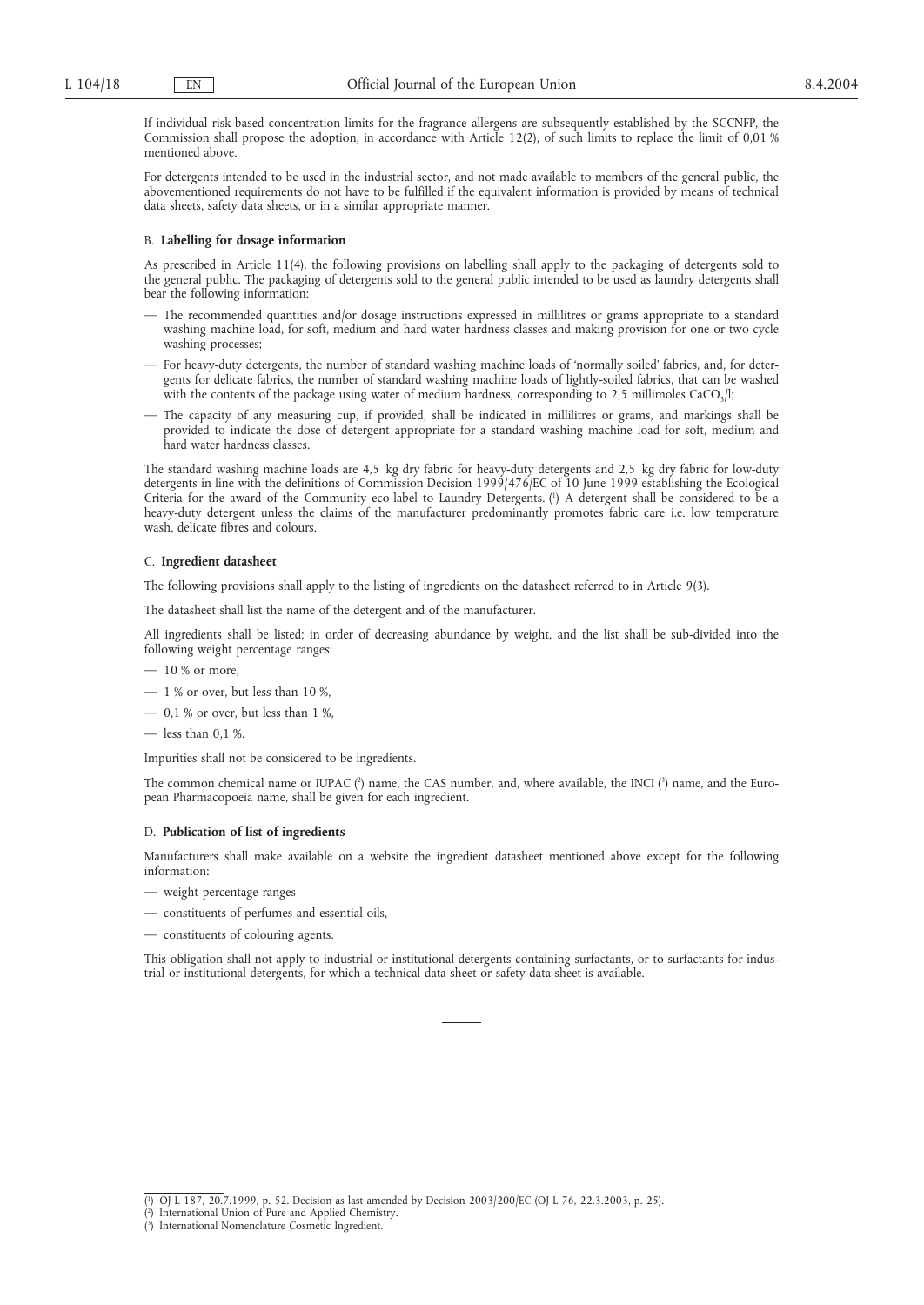If individual risk-based concentration limits for the fragrance allergens are subsequently established by the SCCNFP, the Commission shall propose the adoption, in accordance with Article 12(2), of such limits to replace the limit of 0,01 % mentioned above.

For detergents intended to be used in the industrial sector, and not made available to members of the general public, the abovementioned requirements do not have to be fulfilled if the equivalent information is provided by means of technical data sheets, safety data sheets, or in a similar appropriate manner.

B. **Labelling for dosage information**

As prescribed in Article 11(4), the following provisions on labelling shall apply to the packaging of detergents sold to the general public. The packaging of detergents sold to the general public intended to be used as laundry detergents shall bear the following information:

— The recommended quantities and/or dosage instructions expressed in millilitres or grams appropriate to a standard washing machine load, for soft, medium and hard water hardness classes and making provision for one or two cycle washing processes;

— For heavy-duty detergents, the number of standard washing machine loads of 'normally soiled' fabrics, and, for detergents for delicate fabrics, the number of standard washing machine loads of lightly-soiled fabrics, that can be washed with the contents of the package using water of medium hardness, corresponding to 2,5 millimoles $CaCO_3$/l;

— The capacity of any measuring cup, if provided, shall be indicated in millilitres or grams, and markings shall be provided to indicate the dose of detergent appropriate for a standard washing machine load for soft, medium and hard water hardness classes.

The standard washing machine loads are 4,5 kg dry fabric for heavy-duty detergents and 2,5 kg dry fabric for low-duty detergents in line with the definitions of Commission Decision 1999/476/EC of 10 June 1999 establishing the Ecological Criteria for the award of the Community eco-label to Laundry Detergents. [1] A detergent shall be considered to be a heavy-duty detergent unless the claims of the manufacturer predominantly promotes fabric care i.e. low temperature wash, delicate fibres and colours.

C. **Ingredient datasheet**

The following provisions shall apply to the listing of ingredients on the datasheet referred to in Article 9(3).

The datasheet shall list the name of the detergent and of the manufacturer.

All ingredients shall be listed; in order of decreasing abundance by weight, and the list shall be sub-divided into the following weight percentage ranges:

— 10 % or more,

— 1 % or over, but less than 10 %,

— 0,1 % or over, but less than 1 %,

— less than 0,1 %.

Impurities shall not be considered to be ingredients.

The common chemical name or IUPAC [2] name, the CAS number, and, where available, the INCI [3] name, and the European Pharmacopoeia name, shall be given for each ingredient.

D. **Publication of list of ingredients**

Manufacturers shall make available on a website the ingredient datasheet mentioned above except for the following information:

— weight percentage ranges

— constituents of perfumes and essential oils,

— constituents of colouring agents.

This obligation shall not apply to industrial or institutional detergents containing surfactants, or to surfactants for industrial or institutional detergents, for which a technical data sheet or safety data sheet is available.

---

[1] OJ L 187, 20.7.1999, p. 52. Decision as last amended by Decision 2003/200/EC (OJ L 76, 22.3.2003, p. 25).

[2] International Union of Pure and Applied Chemistry.

[3] International Nomenclature Cosmetic Ingredient.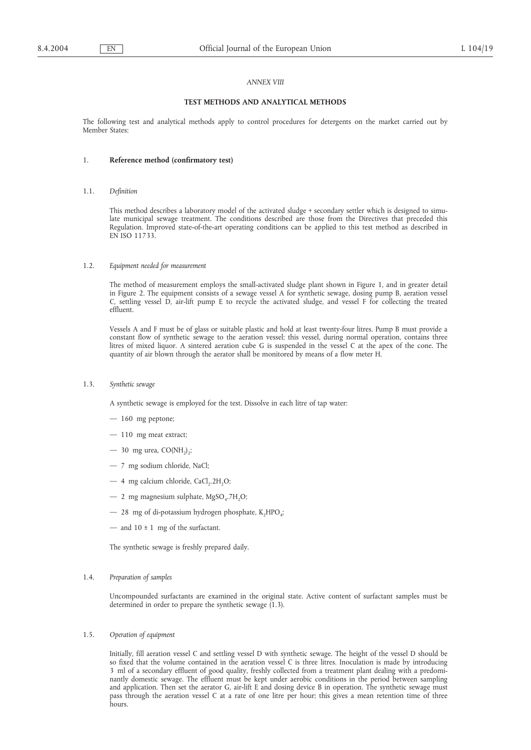*ANNEX VIII*

# TEST METHODS AND ANALYTICAL METHODS

The following test and analytical methods apply to control procedures for detergents on the market carried out by Member States:

## 1. **Reference method (confirmatory test)**

### 1.1. *Definition*

This method describes a laboratory model of the activated sludge + secondary settler which is designed to simulate municipal sewage treatment. The conditions described are those from the Directives that preceded this Regulation. Improved state-of-the-art operating conditions can be applied to this test method as described in EN ISO 11733.

### 1.2. *Equipment needed for measurement*

The method of measurement employs the small-activated sludge plant shown in Figure 1, and in greater detail in Figure 2. The equipment consists of a sewage vessel A for synthetic sewage, dosing pump B, aeration vessel C, settling vessel D, air-lift pump E to recycle the activated sludge, and vessel F for collecting the treated effluent.

Vessels A and F must be of glass or suitable plastic and hold at least twenty-four litres. Pump B must provide a constant flow of synthetic sewage to the aeration vessel; this vessel, during normal operation, contains three litres of mixed liquor. A sintered aeration cube G is suspended in the vessel C at the apex of the cone. The quantity of air blown through the aerator shall be monitored by means of a flow meter H.

### 1.3. *Synthetic sewage*

A synthetic sewage is employed for the test. Dissolve in each litre of tap water:

- 160 mg peptone;
- 110 mg meat extract;
- 30 mg urea, $CO(NH_2)_2$;
- 7 mg sodium chloride, NaCl;
- 4 mg calcium chloride, $CaCl_2.2H_2O$;
- 2 mg magnesium sulphate, $MgSO_4.7H_2O$;
- 28 mg of di-potassium hydrogen phosphate, $K_2HPO_4$;
- and 10 ± 1 mg of the surfactant.

The synthetic sewage is freshly prepared daily.

### 1.4. *Preparation of samples*

Uncompounded surfactants are examined in the original state. Active content of surfactant samples must be determined in order to prepare the synthetic sewage (1.3).

### 1.5. *Operation of equipment*

Initially, fill aeration vessel C and settling vessel D with synthetic sewage. The height of the vessel D should be so fixed that the volume contained in the aeration vessel C is three litres. Inoculation is made by introducing 3 ml of a secondary effluent of good quality, freshly collected from a treatment plant dealing with a predominantly domestic sewage. The effluent must be kept under aerobic conditions in the period between sampling and application. Then set the aerator G, air-lift E and dosing device B in operation. The synthetic sewage must pass through the aeration vessel C at a rate of one litre per hour; this gives a mean retention time of three hours.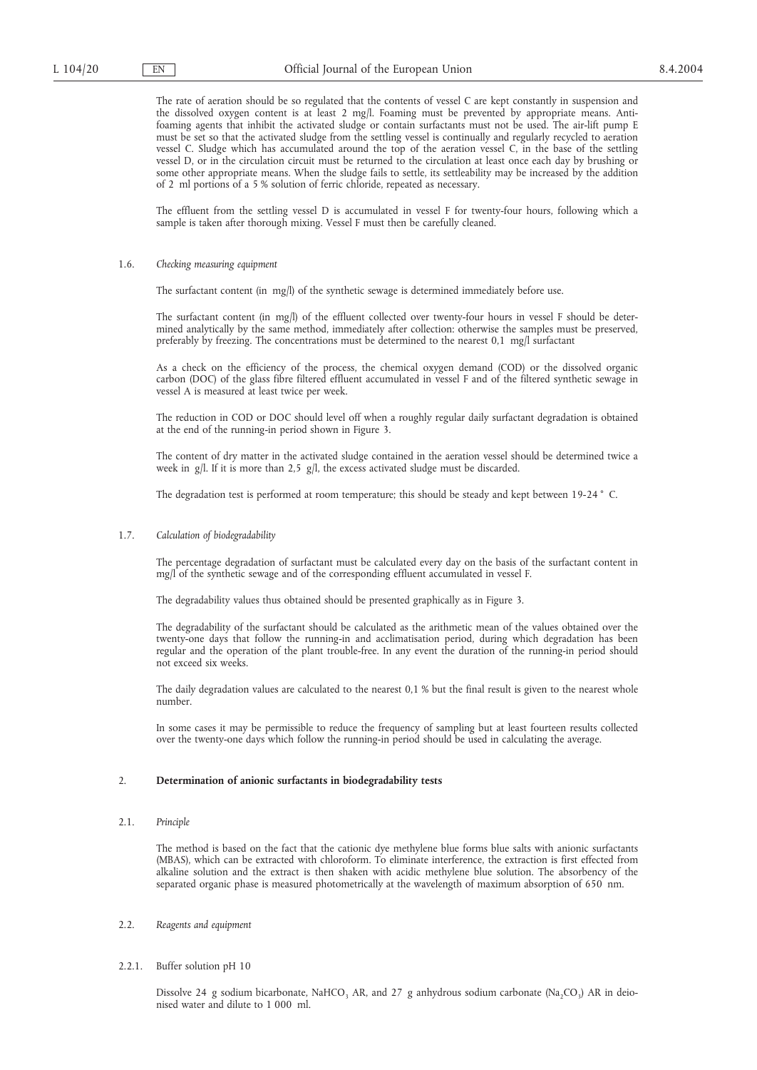The rate of aeration should be so regulated that the contents of vessel C are kept constantly in suspension and the dissolved oxygen content is at least 2 mg/l. Foaming must be prevented by appropriate means. Anti-foaming agents that inhibit the activated sludge or contain surfactants must not be used. The air-lift pump E must be set so that the activated sludge from the settling vessel is continually and regularly recycled to aeration vessel C. Sludge which has accumulated around the top of the aeration vessel C, in the base of the settling vessel D, or in the circulation circuit must be returned to the circulation at least once each day by brushing or some other appropriate means. When the sludge fails to settle, its settleability may be increased by the addition of 2 ml portions of a 5 % solution of ferric chloride, repeated as necessary.

The effluent from the settling vessel D is accumulated in vessel F for twenty-four hours, following which a sample is taken after thorough mixing. Vessel F must then be carefully cleaned.

1.6. *Checking measuring equipment*

The surfactant content (in mg/l) of the synthetic sewage is determined immediately before use.

The surfactant content (in mg/l) of the effluent collected over twenty-four hours in vessel F should be determined analytically by the same method, immediately after collection: otherwise the samples must be preserved, preferably by freezing. The concentrations must be determined to the nearest 0,1 mg/l surfactant

As a check on the efficiency of the process, the chemical oxygen demand (COD) or the dissolved organic carbon (DOC) of the glass fibre filtered effluent accumulated in vessel F and of the filtered synthetic sewage in vessel A is measured at least twice per week.

The reduction in COD or DOC should level off when a roughly regular daily surfactant degradation is obtained at the end of the running-in period shown in Figure 3.

The content of dry matter in the activated sludge contained in the aeration vessel should be determined twice a week in g/l. If it is more than 2,5 g/l, the excess activated sludge must be discarded.

The degradation test is performed at room temperature; this should be steady and kept between 19-24 ° C.

1.7. *Calculation of biodegradability*

The percentage degradation of surfactant must be calculated every day on the basis of the surfactant content in mg/l of the synthetic sewage and of the corresponding effluent accumulated in vessel F.

The degradability values thus obtained should be presented graphically as in Figure 3.

The degradability of the surfactant should be calculated as the arithmetic mean of the values obtained over the twenty-one days that follow the running-in and acclimatisation period, during which degradation has been regular and the operation of the plant trouble-free. In any event the duration of the running-in period should not exceed six weeks.

The daily degradation values are calculated to the nearest 0,1 % but the final result is given to the nearest whole number.

In some cases it may be permissible to reduce the frequency of sampling but at least fourteen results collected over the twenty-one days which follow the running-in period should be used in calculating the average.

2. **Determination of anionic surfactants in biodegradability tests**

2.1. *Principle*

The method is based on the fact that the cationic dye methylene blue forms blue salts with anionic surfactants (MBAS), which can be extracted with chloroform. To eliminate interference, the extraction is first effected from alkaline solution and the extract is then shaken with acidic methylene blue solution. The absorbency of the separated organic phase is measured photometrically at the wavelength of maximum absorption of 650 nm.

2.2. *Reagents and equipment*

2.2.1. Buffer solution pH 10

Dissolve 24 g sodium bicarbonate, $NaHCO_3$ AR, and 27 g anhydrous sodium carbonate ($Na_2CO_3$) AR in deionised water and dilute to 1 000 ml.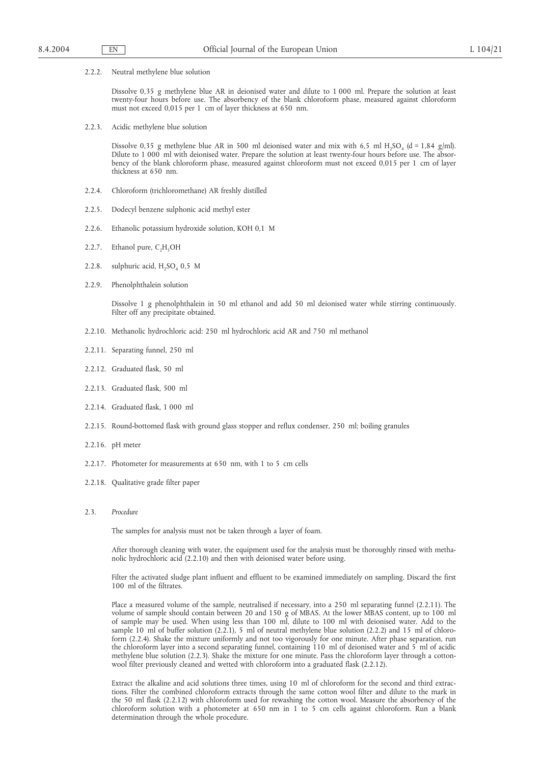2.2.2. Neutral methylene blue solution

Dissolve 0,35 g methylene blue AR in deionised water and dilute to 1 000 ml. Prepare the solution at least twenty-four hours before use. The absorbency of the blank chloroform phase, measured against chloroform must not exceed 0,015 per 1 cm of layer thickness at 650 nm.

2.2.3. Acidic methylene blue solution

Dissolve 0,35 g methylene blue AR in 500 ml deionised water and mix with 6,5 ml $H_2SO_4$ (d = 1,84 g/ml). Dilute to 1 000 ml with deionised water. Prepare the solution at least twenty-four hours before use. The absorbency of the blank chloroform phase, measured against chloroform must not exceed 0,015 per 1 cm of layer thickness at 650 nm.

2.2.4. Chloroform (trichloromethane) AR freshly distilled

2.2.5. Dodecyl benzene sulphonic acid methyl ester

2.2.6. Ethanolic potassium hydroxide solution, KOH 0,1 M

2.2.7. Ethanol pure, $C_2H_5OH$

2.2.8. sulphuric acid, $H_2SO_4$ 0,5 M

2.2.9. Phenolphthalein solution

Dissolve 1 g phenolphthalein in 50 ml ethanol and add 50 ml deionised water while stirring continuously. Filter off any precipitate obtained.

2.2.10. Methanolic hydrochloric acid: 250 ml hydrochloric acid AR and 750 ml methanol

2.2.11. Separating funnel, 250 ml

2.2.12. Graduated flask, 50 ml

2.2.13. Graduated flask, 500 ml

2.2.14. Graduated flask, 1 000 ml

2.2.15. Round-bottomed flask with ground glass stopper and reflux condenser, 250 ml; boiling granules

2.2.16. pH meter

2.2.17. Photometer for measurements at 650 nm, with 1 to 5 cm cells

2.2.18. Qualitative grade filter paper

2.3. *Procedure*

The samples for analysis must not be taken through a layer of foam.

After thorough cleaning with water, the equipment used for the analysis must be thoroughly rinsed with methanolic hydrochloric acid (2.2.10) and then with deionised water before using.

Filter the activated sludge plant influent and effluent to be examined immediately on sampling. Discard the first 100 ml of the filtrates.

Place a measured volume of the sample, neutralised if necessary, into a 250 ml separating funnel (2.2.11). The volume of sample should contain between 20 and 150 g of MBAS. At the lower MBAS content, up to 100 ml of sample may be used. When using less than 100 ml, dilute to 100 ml with deionised water. Add to the sample 10 ml of buffer solution (2.2.1), 5 ml of neutral methylene blue solution (2.2.2) and 15 ml of chloroform (2.2.4). Shake the mixture uniformly and not too vigorously for one minute. After phase separation, run the chloroform layer into a second separating funnel, containing 110 ml of deionised water and 5 ml of acidic methylene blue solution (2.2.3). Shake the mixture for one minute. Pass the chloroform layer through a cotton-wool filter previously cleaned and wetted with chloroform into a graduated flask (2.2.12).

Extract the alkaline and acid solutions three times, using 10 ml of chloroform for the second and third extractions. Filter the combined chloroform extracts through the same cotton wool filter and dilute to the mark in the 50 ml flask (2.2.12) with chloroform used for rewashing the cotton wool. Measure the absorbency of the chloroform solution with a photometer at 650 nm in 1 to 5 cm cells against chloroform. Run a blank determination through the whole procedure.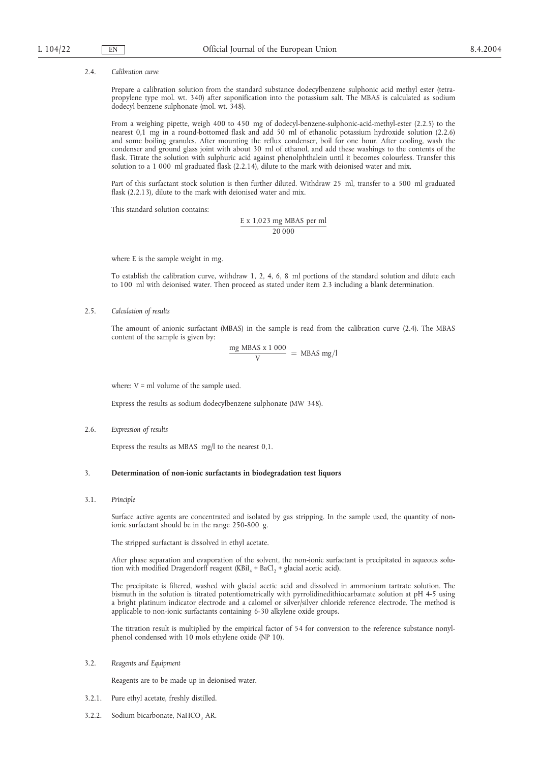2.4. *Calibration curve*

Prepare a calibration solution from the standard substance dodecylbenzene sulphonic acid methyl ester (tetra-propylene type mol. wt. 340) after saponification into the potassium salt. The MBAS is calculated as sodium dodecyl benzene sulphonate (mol. wt. 348).

From a weighing pipette, weigh 400 to 450 mg of dodecyl-benzene-sulphonic-acid-methyl-ester (2.2.5) to the nearest 0,1 mg in a round-bottomed flask and add 50 ml of ethanolic potassium hydroxide solution (2.2.6) and some boiling granules. After mounting the reflux condenser, boil for one hour. After cooling, wash the condenser and ground glass joint with about 30 ml of ethanol, and add these washings to the contents of the flask. Titrate the solution with sulphuric acid against phenolphthalein until it becomes colourless. Transfer this solution to a 1 000 ml graduated flask (2.2.14), dilute to the mark with deionised water and mix.

Part of this surfactant stock solution is then further diluted. Withdraw 25 ml, transfer to a 500 ml graduated flask (2.2.13), dilute to the mark with deionised water and mix.

This standard solution contains:

$$\frac{\text{E x 1,023 mg MBAS per ml}}{20\,000}$$

where E is the sample weight in mg.

To establish the calibration curve, withdraw 1, 2, 4, 6, 8 ml portions of the standard solution and dilute each to 100 ml with deionised water. Then proceed as stated under item 2.3 including a blank determination.

2.5. *Calculation of results*

The amount of anionic surfactant (MBAS) in the sample is read from the calibration curve (2.4). The MBAS content of the sample is given by:

$$\frac{\text{mg MBAS x 1 000}}{\text{V}} = \text{MBAS mg/l}$$

where: V = ml volume of the sample used.

Express the results as sodium dodecylbenzene sulphonate (MW 348).

2.6. *Expression of results*

Express the results as MBAS mg/l to the nearest 0,1.

## 3. **Determination of non-ionic surfactants in biodegradation test liquors**

3.1. *Principle*

Surface active agents are concentrated and isolated by gas stripping. In the sample used, the quantity of non-ionic surfactant should be in the range 250-800 g.

The stripped surfactant is dissolved in ethyl acetate.

After phase separation and evaporation of the solvent, the non-ionic surfactant is precipitated in aqueous solution with modified Dragendorff reagent ($KBiI_4$ + $BaCl_2$ + glacial acetic acid).

The precipitate is filtered, washed with glacial acetic acid and dissolved in ammonium tartrate solution. The bismuth in the solution is titrated potentiometrically with pyrrolidinedithiocarbamate solution at pH 4-5 using a bright platinum indicator electrode and a calomel or silver/silver chloride reference electrode. The method is applicable to non-ionic surfactants containing 6-30 alkylene oxide groups.

The titration result is multiplied by the empirical factor of 54 for conversion to the reference substance nonylphenol condensed with 10 mols ethylene oxide (NP 10).

3.2. *Reagents and Equipment*

Reagents are to be made up in deionised water.

3.2.1. Pure ethyl acetate, freshly distilled.

3.2.2. Sodium bicarbonate, $NaHCO_3$ AR.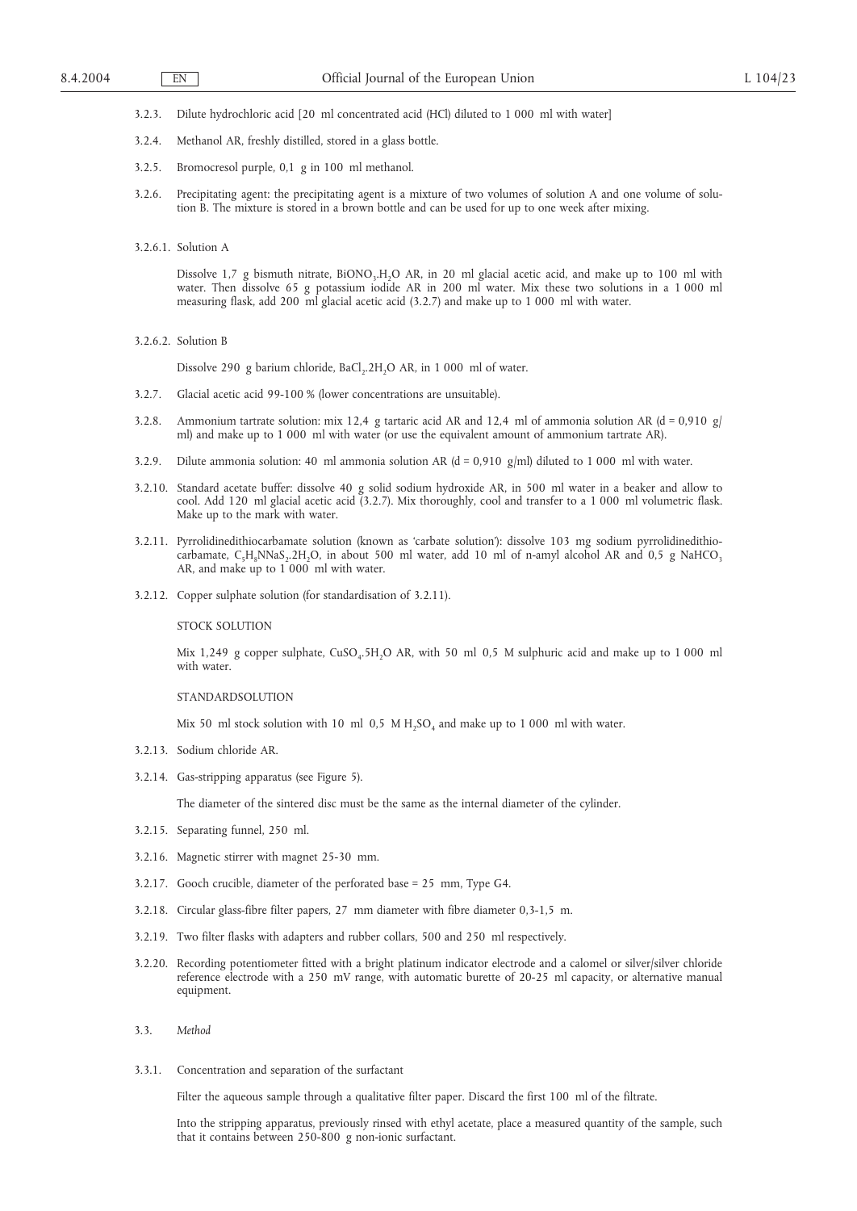3.2.3. Dilute hydrochloric acid [20 ml concentrated acid (HCl) diluted to 1 000 ml with water]

3.2.4. Methanol AR, freshly distilled, stored in a glass bottle.

3.2.5. Bromocresol purple, 0,1 g in 100 ml methanol.

3.2.6. Precipitating agent: the precipitating agent is a mixture of two volumes of solution A and one volume of solution B. The mixture is stored in a brown bottle and can be used for up to one week after mixing.

3.2.6.1. Solution A

Dissolve 1,7 g bismuth nitrate, $BiONO_3.H_2O$ AR, in 20 ml glacial acetic acid, and make up to 100 ml with water. Then dissolve 65 g potassium iodide AR in 200 ml water. Mix these two solutions in a 1 000 ml measuring flask, add 200 ml glacial acetic acid (3.2.7) and make up to 1 000 ml with water.

3.2.6.2. Solution B

Dissolve 290 g barium chloride, $BaCl_2.2H_2O$ AR, in 1 000 ml of water.

3.2.7. Glacial acetic acid 99-100 % (lower concentrations are unsuitable).

3.2.8. Ammonium tartrate solution: mix 12,4 g tartaric acid AR and 12,4 ml of ammonia solution AR (d = 0,910 g/ml) and make up to 1 000 ml with water (or use the equivalent amount of ammonium tartrate AR).

3.2.9. Dilute ammonia solution: 40 ml ammonia solution AR (d = 0,910 g/ml) diluted to 1 000 ml with water.

3.2.10. Standard acetate buffer: dissolve 40 g solid sodium hydroxide AR, in 500 ml water in a beaker and allow to cool. Add 120 ml glacial acetic acid (3.2.7). Mix thoroughly, cool and transfer to a 1 000 ml volumetric flask. Make up to the mark with water.

3.2.11. Pyrrolidinedithiocarbamate solution (known as 'carbate solution'): dissolve 103 mg sodium pyrrolidinedithiocarbamate, $C_5H_8NNaS_2.2H_2O$, in about 500 ml water, add 10 ml of n-amyl alcohol AR and 0,5 g $NaHCO_3$ AR, and make up to 1 000 ml with water.

3.2.12. Copper sulphate solution (for standardisation of 3.2.11).

STOCK SOLUTION

Mix 1,249 g copper sulphate, $CuSO_4.5H_2O$ AR, with 50 ml 0,5 M sulphuric acid and make up to 1 000 ml with water.

STANDARDSOLUTION

Mix 50 ml stock solution with 10 ml 0,5 M $H_2SO_4$ and make up to 1 000 ml with water.

3.2.13. Sodium chloride AR.

3.2.14. Gas-stripping apparatus (see Figure 5).

The diameter of the sintered disc must be the same as the internal diameter of the cylinder.

3.2.15. Separating funnel, 250 ml.

3.2.16. Magnetic stirrer with magnet 25-30 mm.

3.2.17. Gooch crucible, diameter of the perforated base = 25 mm, Type G4.

3.2.18. Circular glass-fibre filter papers, 27 mm diameter with fibre diameter 0,3-1,5 m.

3.2.19. Two filter flasks with adapters and rubber collars, 500 and 250 ml respectively.

3.2.20. Recording potentiometer fitted with a bright platinum indicator electrode and a calomel or silver/silver chloride reference electrode with a 250 mV range, with automatic burette of 20-25 ml capacity, or alternative manual equipment.

3.3. *Method*

3.3.1. Concentration and separation of the surfactant

Filter the aqueous sample through a qualitative filter paper. Discard the first 100 ml of the filtrate.

Into the stripping apparatus, previously rinsed with ethyl acetate, place a measured quantity of the sample, such that it contains between 250-800 g non-ionic surfactant.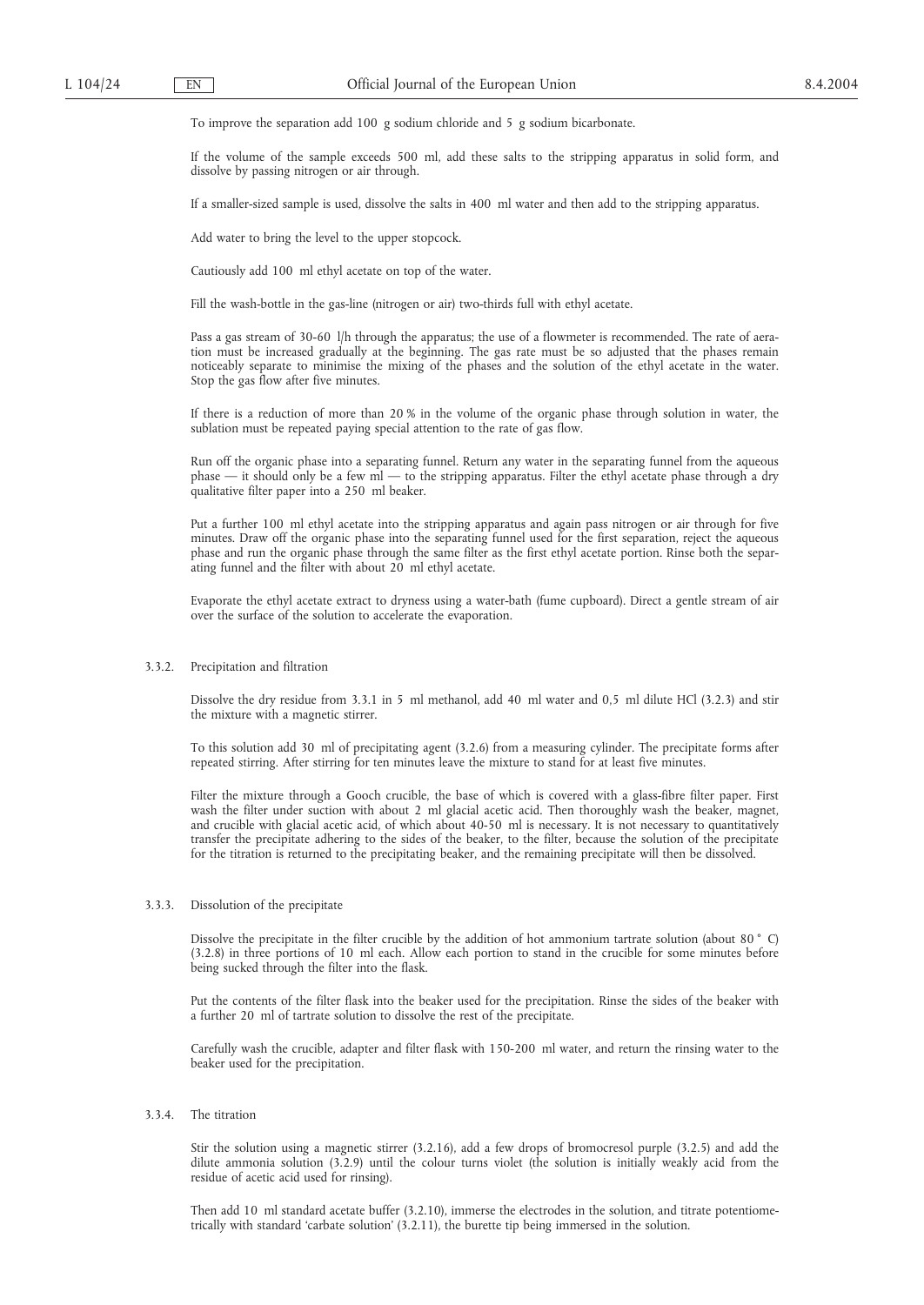To improve the separation add 100 g sodium chloride and 5 g sodium bicarbonate.

If the volume of the sample exceeds 500 ml, add these salts to the stripping apparatus in solid form, and dissolve by passing nitrogen or air through.

If a smaller-sized sample is used, dissolve the salts in 400 ml water and then add to the stripping apparatus.

Add water to bring the level to the upper stopcock.

Cautiously add 100 ml ethyl acetate on top of the water.

Fill the wash-bottle in the gas-line (nitrogen or air) two-thirds full with ethyl acetate.

Pass a gas stream of 30-60 l/h through the apparatus; the use of a flowmeter is recommended. The rate of aeration must be increased gradually at the beginning. The gas rate must be so adjusted that the phases remain noticeably separate to minimise the mixing of the phases and the solution of the ethyl acetate in the water. Stop the gas flow after five minutes.

If there is a reduction of more than 20 % in the volume of the organic phase through solution in water, the sublation must be repeated paying special attention to the rate of gas flow.

Run off the organic phase into a separating funnel. Return any water in the separating funnel from the aqueous phase — it should only be a few ml — to the stripping apparatus. Filter the ethyl acetate phase through a dry qualitative filter paper into a 250 ml beaker.

Put a further 100 ml ethyl acetate into the stripping apparatus and again pass nitrogen or air through for five minutes. Draw off the organic phase into the separating funnel used for the first separation, reject the aqueous phase and run the organic phase through the same filter as the first ethyl acetate portion. Rinse both the separating funnel and the filter with about 20 ml ethyl acetate.

Evaporate the ethyl acetate extract to dryness using a water-bath (fume cupboard). Direct a gentle stream of air over the surface of the solution to accelerate the evaporation.

#### 3.3.2. Precipitation and filtration

Dissolve the dry residue from 3.3.1 in 5 ml methanol, add 40 ml water and 0,5 ml dilute HCl (3.2.3) and stir the mixture with a magnetic stirrer.

To this solution add 30 ml of precipitating agent (3.2.6) from a measuring cylinder. The precipitate forms after repeated stirring. After stirring for ten minutes leave the mixture to stand for at least five minutes.

Filter the mixture through a Gooch crucible, the base of which is covered with a glass-fibre filter paper. First wash the filter under suction with about 2 ml glacial acetic acid. Then thoroughly wash the beaker, magnet, and crucible with glacial acetic acid, of which about 40-50 ml is necessary. It is not necessary to quantitatively transfer the precipitate adhering to the sides of the beaker, to the filter, because the solution of the precipitate for the titration is returned to the precipitating beaker, and the remaining precipitate will then be dissolved.

#### 3.3.3. Dissolution of the precipitate

Dissolve the precipitate in the filter crucible by the addition of hot ammonium tartrate solution (about 80 ° C) (3.2.8) in three portions of 10 ml each. Allow each portion to stand in the crucible for some minutes before being sucked through the filter into the flask.

Put the contents of the filter flask into the beaker used for the precipitation. Rinse the sides of the beaker with a further 20 ml of tartrate solution to dissolve the rest of the precipitate.

Carefully wash the crucible, adapter and filter flask with 150-200 ml water, and return the rinsing water to the beaker used for the precipitation.

#### 3.3.4. The titration

Stir the solution using a magnetic stirrer (3.2.16), add a few drops of bromocresol purple (3.2.5) and add the dilute ammonia solution (3.2.9) until the colour turns violet (the solution is initially weakly acid from the residue of acetic acid used for rinsing).

Then add 10 ml standard acetate buffer (3.2.10), immerse the electrodes in the solution, and titrate potentiometrically with standard 'carbate solution' (3.2.11), the burette tip being immersed in the solution.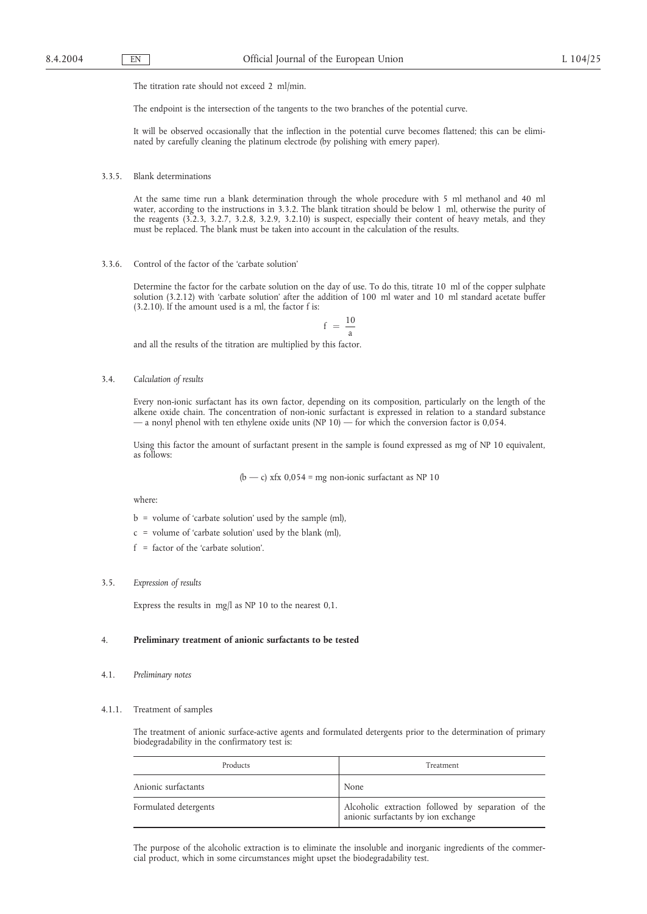The titration rate should not exceed 2 ml/min.

The endpoint is the intersection of the tangents to the two branches of the potential curve.

It will be observed occasionally that the inflection in the potential curve becomes flattened; this can be eliminated by carefully cleaning the platinum electrode (by polishing with emery paper).

3.3.5. Blank determinations

At the same time run a blank determination through the whole procedure with 5 ml methanol and 40 ml water, according to the instructions in 3.3.2. The blank titration should be below 1 ml, otherwise the purity of the reagents (3.2.3, 3.2.7, 3.2.8, 3.2.9, 3.2.10) is suspect, especially their content of heavy metals, and they must be replaced. The blank must be taken into account in the calculation of the results.

3.3.6. Control of the factor of the 'carbate solution'

Determine the factor for the carbate solution on the day of use. To do this, titrate 10 ml of the copper sulphate solution (3.2.12) with 'carbate solution' after the addition of 100 ml water and 10 ml standard acetate buffer (3.2.10). If the amount used is a ml, the factor f is:

$$f = \frac{10}{a}$$

and all the results of the titration are multiplied by this factor.

3.4. *Calculation of results*

Every non-ionic surfactant has its own factor, depending on its composition, particularly on the length of the alkene oxide chain. The concentration of non-ionic surfactant is expressed in relation to a standard substance — a nonyl phenol with ten ethylene oxide units (NP 10) — for which the conversion factor is 0,054.

Using this factor the amount of surfactant present in the sample is found expressed as mg of NP 10 equivalent, as follows:

$$(b - c) \times f \times 0{,}054 = \text{mg non-ionic surfactant as NP 10}$$

where:

b = volume of 'carbate solution' used by the sample (ml),

c = volume of 'carbate solution' used by the blank (ml),

f = factor of the 'carbate solution'.

3.5. *Expression of results*

Express the results in mg/l as NP 10 to the nearest 0,1.

4. **Preliminary treatment of anionic surfactants to be tested**

4.1. *Preliminary notes*

4.1.1. Treatment of samples

The treatment of anionic surface-active agents and formulated detergents prior to the determination of primary biodegradability in the confirmatory test is:

| Products | Treatment |
|---|---|
| Anionic surfactants | None |
| Formulated detergents | Alcoholic extraction followed by separation of the anionic surfactants by ion exchange |

The purpose of the alcoholic extraction is to eliminate the insoluble and inorganic ingredients of the commercial product, which in some circumstances might upset the biodegradability test.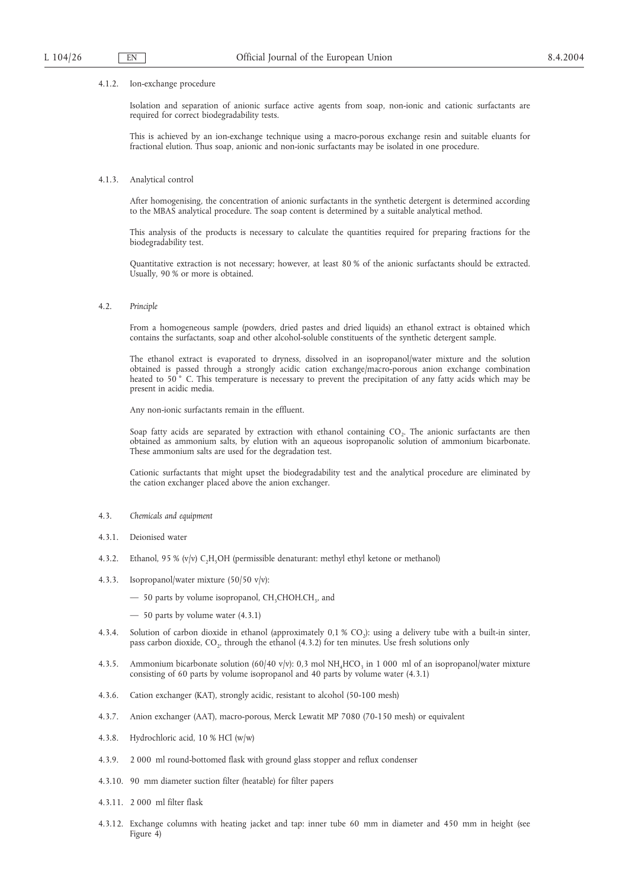4.1.2. Ion-exchange procedure

Isolation and separation of anionic surface active agents from soap, non-ionic and cationic surfactants are required for correct biodegradability tests.

This is achieved by an ion-exchange technique using a macro-porous exchange resin and suitable eluants for fractional elution. Thus soap, anionic and non-ionic surfactants may be isolated in one procedure.

4.1.3. Analytical control

After homogenising, the concentration of anionic surfactants in the synthetic detergent is determined according to the MBAS analytical procedure. The soap content is determined by a suitable analytical method.

This analysis of the products is necessary to calculate the quantities required for preparing fractions for the biodegradability test.

Quantitative extraction is not necessary; however, at least 80 % of the anionic surfactants should be extracted. Usually, 90 % or more is obtained.

4.2. *Principle*

From a homogeneous sample (powders, dried pastes and dried liquids) an ethanol extract is obtained which contains the surfactants, soap and other alcohol-soluble constituents of the synthetic detergent sample.

The ethanol extract is evaporated to dryness, dissolved in an isopropanol/water mixture and the solution obtained is passed through a strongly acidic cation exchange/macro-porous anion exchange combination heated to 50 ° C. This temperature is necessary to prevent the precipitation of any fatty acids which may be present in acidic media.

Any non-ionic surfactants remain in the effluent.

Soap fatty acids are separated by extraction with ethanol containing $CO_2$. The anionic surfactants are then obtained as ammonium salts, by elution with an aqueous isopropanolic solution of ammonium bicarbonate. These ammonium salts are used for the degradation test.

Cationic surfactants that might upset the biodegradability test and the analytical procedure are eliminated by the cation exchanger placed above the anion exchanger.

4.3. *Chemicals and equipment*

4.3.1. Deionised water

4.3.2. Ethanol, 95 % (v/v) $C_2H_5OH$ (permissible denaturant: methyl ethyl ketone or methanol)

4.3.3. Isopropanol/water mixture (50/50 v/v):

— 50 parts by volume isopropanol, $CH_3CHOH.CH_3$, and

— 50 parts by volume water (4.3.1)

4.3.4. Solution of carbon dioxide in ethanol (approximately 0,1 % $CO_2$): using a delivery tube with a built-in sinter, pass carbon dioxide, $CO_2$, through the ethanol (4.3.2) for ten minutes. Use fresh solutions only

4.3.5. Ammonium bicarbonate solution (60/40 v/v): 0,3 mol $NH_4HCO_3$ in 1 000 ml of an isopropanol/water mixture consisting of 60 parts by volume isopropanol and 40 parts by volume water (4.3.1)

4.3.6. Cation exchanger (KAT), strongly acidic, resistant to alcohol (50-100 mesh)

4.3.7. Anion exchanger (AAT), macro-porous, Merck Lewatit MP 7080 (70-150 mesh) or equivalent

4.3.8. Hydrochloric acid, 10 % HCl (w/w)

4.3.9. 2 000 ml round-bottomed flask with ground glass stopper and reflux condenser

4.3.10. 90 mm diameter suction filter (heatable) for filter papers

4.3.11. 2 000 ml filter flask

4.3.12. Exchange columns with heating jacket and tap: inner tube 60 mm in diameter and 450 mm in height (see Figure 4)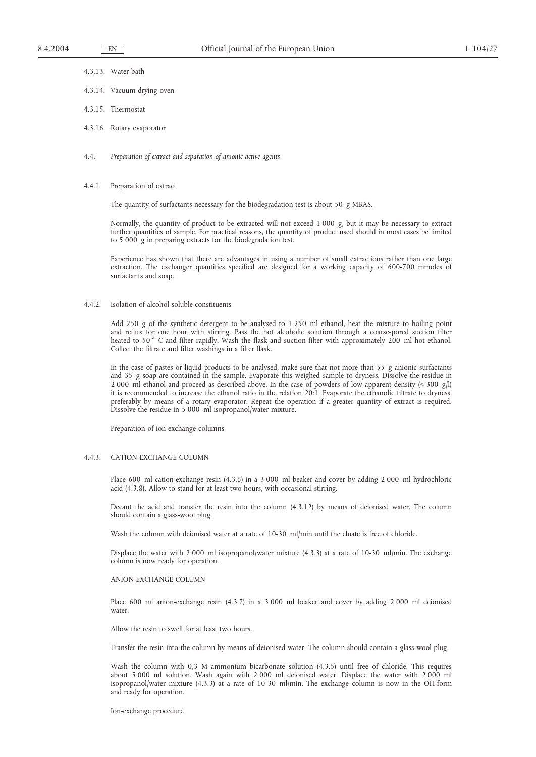4.3.13. Water-bath

4.3.14. Vacuum drying oven

4.3.15. Thermostat

4.3.16. Rotary evaporator

4.4. *Preparation of extract and separation of anionic active agents*

4.4.1. Preparation of extract

The quantity of surfactants necessary for the biodegradation test is about 50 g MBAS.

Normally, the quantity of product to be extracted will not exceed 1 000 g, but it may be necessary to extract further quantities of sample. For practical reasons, the quantity of product used should in most cases be limited to 5 000 g in preparing extracts for the biodegradation test.

Experience has shown that there are advantages in using a number of small extractions rather than one large extraction. The exchanger quantities specified are designed for a working capacity of 600-700 mmoles of surfactants and soap.

4.4.2. Isolation of alcohol-soluble constituents

Add 250 g of the synthetic detergent to be analysed to 1 250 ml ethanol, heat the mixture to boiling point and reflux for one hour with stirring. Pass the hot alcoholic solution through a coarse-pored suction filter heated to 50 ° C and filter rapidly. Wash the flask and suction filter with approximately 200 ml hot ethanol. Collect the filtrate and filter washings in a filter flask.

In the case of pastes or liquid products to be analysed, make sure that not more than 55 g anionic surfactants and 35 g soap are contained in the sample. Evaporate this weighed sample to dryness. Dissolve the residue in 2 000 ml ethanol and proceed as described above. In the case of powders of low apparent density (< 300 g/l) it is recommended to increase the ethanol ratio in the relation 20:1. Evaporate the ethanolic filtrate to dryness, preferably by means of a rotary evaporator. Repeat the operation if a greater quantity of extract is required. Dissolve the residue in 5 000 ml isopropanol/water mixture.

Preparation of ion-exchange columns

4.4.3. CATION-EXCHANGE COLUMN

Place 600 ml cation-exchange resin (4.3.6) in a 3 000 ml beaker and cover by adding 2 000 ml hydrochloric acid (4.3.8). Allow to stand for at least two hours, with occasional stirring.

Decant the acid and transfer the resin into the column (4.3.12) by means of deionised water. The column should contain a glass-wool plug.

Wash the column with deionised water at a rate of 10-30 ml/min until the eluate is free of chloride.

Displace the water with 2 000 ml isopropanol/water mixture (4.3.3) at a rate of 10-30 ml/min. The exchange column is now ready for operation.

ANION-EXCHANGE COLUMN

Place 600 ml anion-exchange resin (4.3.7) in a 3 000 ml beaker and cover by adding 2 000 ml deionised water.

Allow the resin to swell for at least two hours.

Transfer the resin into the column by means of deionised water. The column should contain a glass-wool plug.

Wash the column with 0,3 M ammonium bicarbonate solution (4.3.5) until free of chloride. This requires about 5 000 ml solution. Wash again with 2 000 ml deionised water. Displace the water with 2 000 ml isopropanol/water mixture (4.3.3) at a rate of 10-30 ml/min. The exchange column is now in the OH-form and ready for operation.

Ion-exchange procedure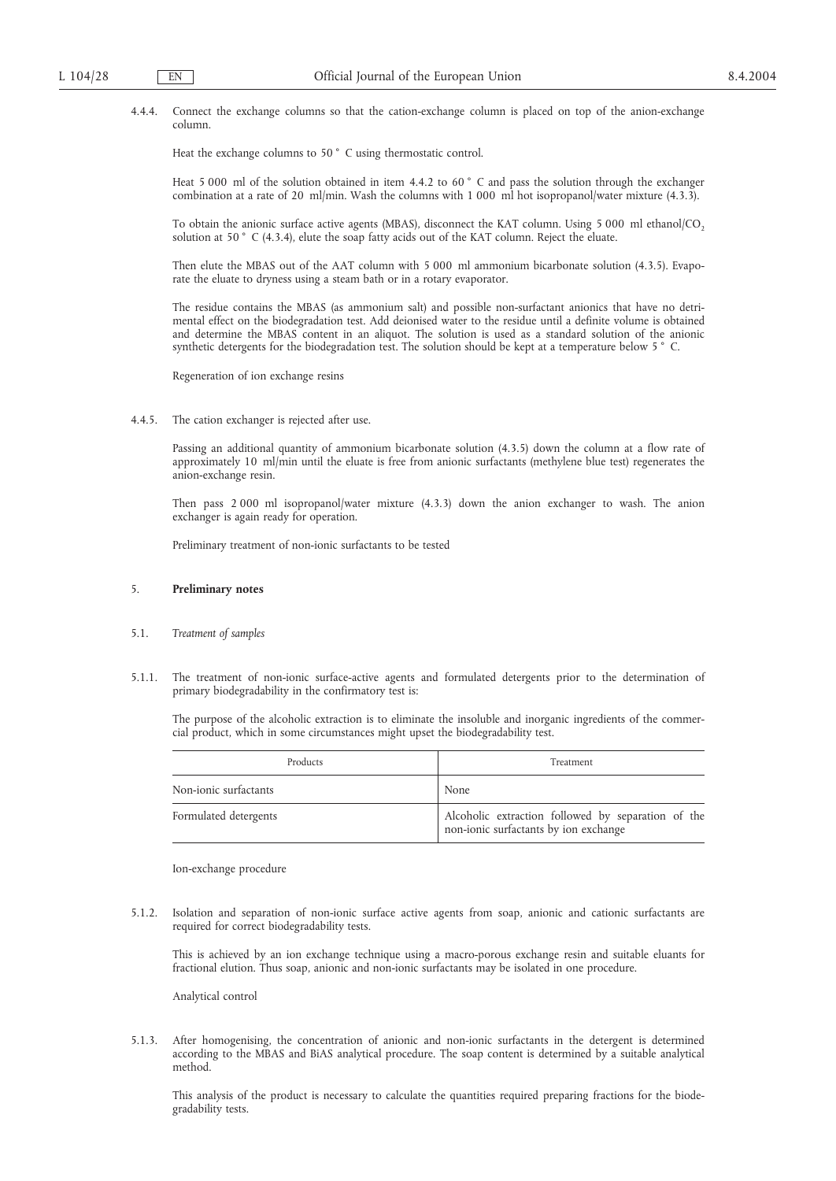4.4.4. Connect the exchange columns so that the cation-exchange column is placed on top of the anion-exchange column.

Heat the exchange columns to 50 ° C using thermostatic control.

Heat 5 000 ml of the solution obtained in item 4.4.2 to 60 ° C and pass the solution through the exchanger combination at a rate of 20 ml/min. Wash the columns with 1 000 ml hot isopropanol/water mixture (4.3.3).

To obtain the anionic surface active agents (MBAS), disconnect the KAT column. Using 5 000 ml ethanol/$CO_2$ solution at 50 ° C (4.3.4), elute the soap fatty acids out of the KAT column. Reject the eluate.

Then elute the MBAS out of the AAT column with 5 000 ml ammonium bicarbonate solution (4.3.5). Evaporate the eluate to dryness using a steam bath or in a rotary evaporator.

The residue contains the MBAS (as ammonium salt) and possible non-surfactant anionics that have no detrimental effect on the biodegradation test. Add deionised water to the residue until a definite volume is obtained and determine the MBAS content in an aliquot. The solution is used as a standard solution of the anionic synthetic detergents for the biodegradation test. The solution should be kept at a temperature below 5 ° C.

Regeneration of ion exchange resins

4.4.5. The cation exchanger is rejected after use.

Passing an additional quantity of ammonium bicarbonate solution (4.3.5) down the column at a flow rate of approximately 10 ml/min until the eluate is free from anionic surfactants (methylene blue test) regenerates the anion-exchange resin.

Then pass 2 000 ml isopropanol/water mixture (4.3.3) down the anion exchanger to wash. The anion exchanger is again ready for operation.

Preliminary treatment of non-ionic surfactants to be tested

## 5. **Preliminary notes**

### 5.1. *Treatment of samples*

5.1.1. The treatment of non-ionic surface-active agents and formulated detergents prior to the determination of primary biodegradability in the confirmatory test is:

The purpose of the alcoholic extraction is to eliminate the insoluble and inorganic ingredients of the commercial product, which in some circumstances might upset the biodegradability test.

| Products | Treatment |
|---|---|
| Non-ionic surfactants | None |
| Formulated detergents | Alcoholic extraction followed by separation of the non-ionic surfactants by ion exchange |

Ion-exchange procedure

5.1.2. Isolation and separation of non-ionic surface active agents from soap, anionic and cationic surfactants are required for correct biodegradability tests.

This is achieved by an ion exchange technique using a macro-porous exchange resin and suitable eluants for fractional elution. Thus soap, anionic and non-ionic surfactants may be isolated in one procedure.

Analytical control

5.1.3. After homogenising, the concentration of anionic and non-ionic surfactants in the detergent is determined according to the MBAS and BiAS analytical procedure. The soap content is determined by a suitable analytical method.

This analysis of the product is necessary to calculate the quantities required preparing fractions for the biodegradability tests.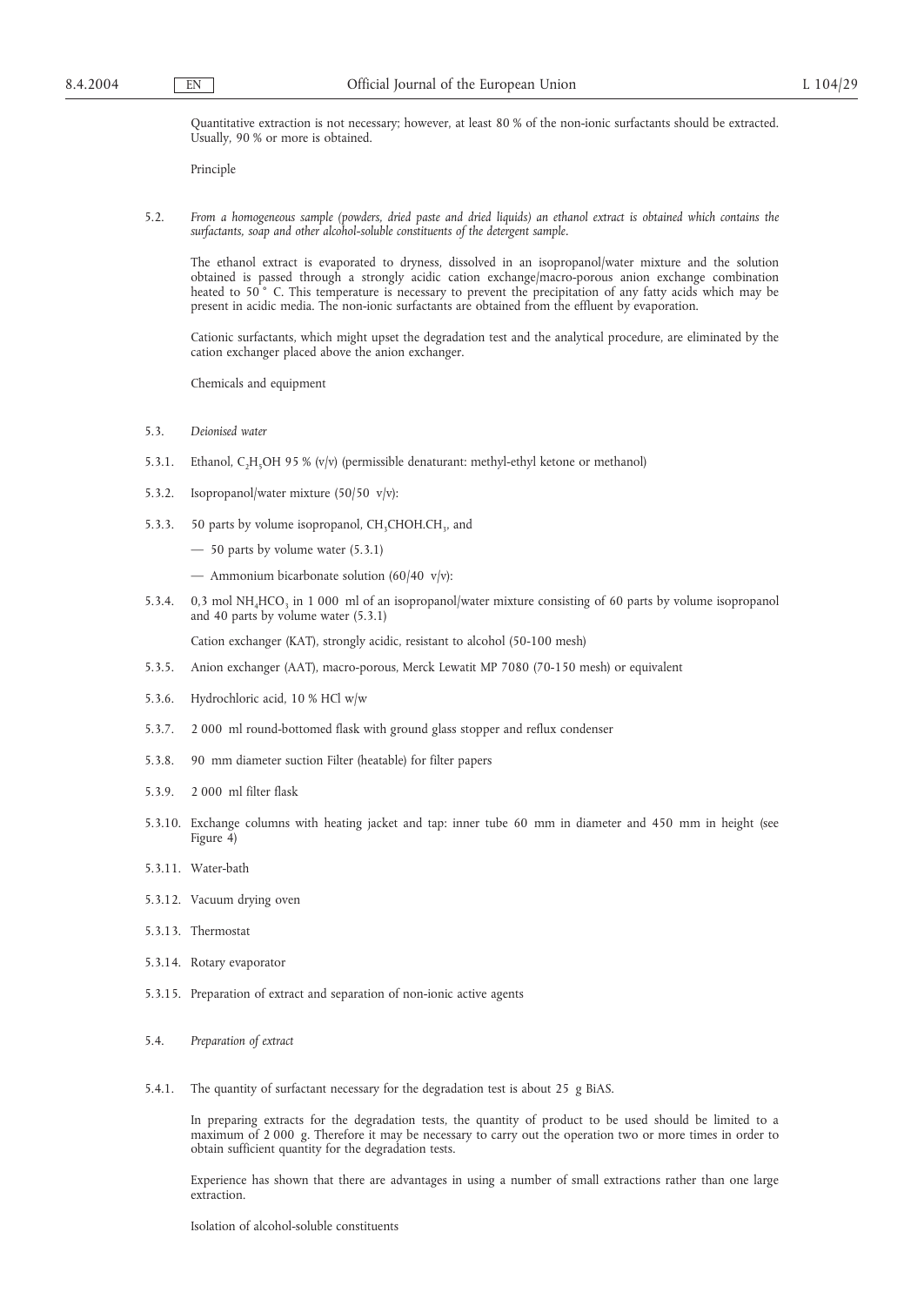Quantitative extraction is not necessary; however, at least 80 % of the non-ionic surfactants should be extracted. Usually, 90 % or more is obtained.

Principle

5.2. *From a homogeneous sample (powders, dried paste and dried liquids) an ethanol extract is obtained which contains the surfactants, soap and other alcohol-soluble constituents of the detergent sample.*

The ethanol extract is evaporated to dryness, dissolved in an isopropanol/water mixture and the solution obtained is passed through a strongly acidic cation exchange/macro-porous anion exchange combination heated to 50 ° C. This temperature is necessary to prevent the precipitation of any fatty acids which may be present in acidic media. The non-ionic surfactants are obtained from the effluent by evaporation.

Cationic surfactants, which might upset the degradation test and the analytical procedure, are eliminated by the cation exchanger placed above the anion exchanger.

Chemicals and equipment

5.3. *Deionised water*

5.3.1. Ethanol, $C_2H_5OH$ 95 % (v/v) (permissible denaturant: methyl-ethyl ketone or methanol)

5.3.2. Isopropanol/water mixture (50/50 v/v):

5.3.3. 50 parts by volume isopropanol, $CH_3CHOH.CH_3$, and

— 50 parts by volume water (5.3.1)

— Ammonium bicarbonate solution (60/40 v/v):

5.3.4. 0,3 mol $NH_4HCO_3$ in 1 000 ml of an isopropanol/water mixture consisting of 60 parts by volume isopropanol and 40 parts by volume water (5.3.1)

Cation exchanger (KAT), strongly acidic, resistant to alcohol (50-100 mesh)

5.3.5. Anion exchanger (AAT), macro-porous, Merck Lewatit MP 7080 (70-150 mesh) or equivalent

5.3.6. Hydrochloric acid, 10 % HCl w/w

5.3.7. 2 000 ml round-bottomed flask with ground glass stopper and reflux condenser

5.3.8. 90 mm diameter suction Filter (heatable) for filter papers

5.3.9. 2 000 ml filter flask

5.3.10. Exchange columns with heating jacket and tap: inner tube 60 mm in diameter and 450 mm in height (see Figure 4)

5.3.11. Water-bath

5.3.12. Vacuum drying oven

5.3.13. Thermostat

5.3.14. Rotary evaporator

5.3.15. Preparation of extract and separation of non-ionic active agents

5.4. *Preparation of extract*

5.4.1. The quantity of surfactant necessary for the degradation test is about 25 g BiAS.

In preparing extracts for the degradation tests, the quantity of product to be used should be limited to a maximum of 2 000 g. Therefore it may be necessary to carry out the operation two or more times in order to obtain sufficient quantity for the degradation tests.

Experience has shown that there are advantages in using a number of small extractions rather than one large extraction.

Isolation of alcohol-soluble constituents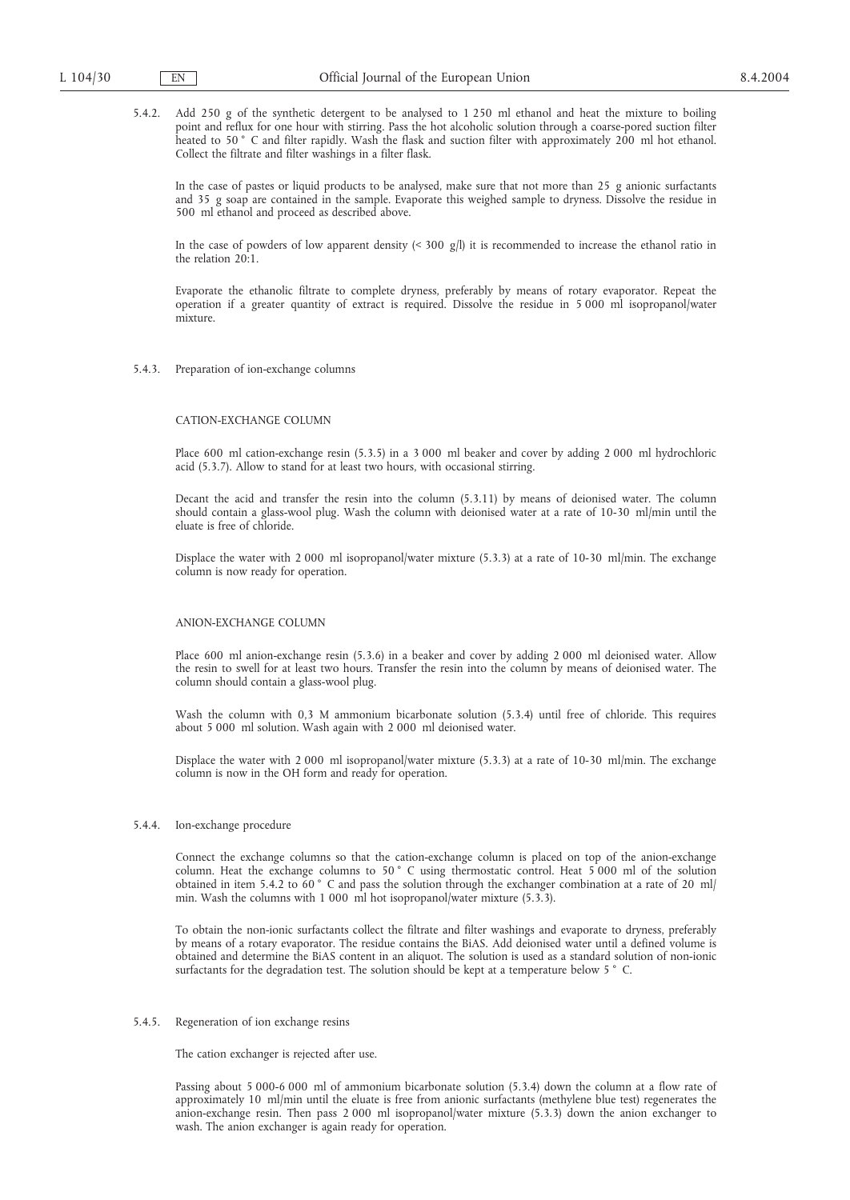5.4.2. Add 250 g of the synthetic detergent to be analysed to 1 250 ml ethanol and heat the mixture to boiling point and reflux for one hour with stirring. Pass the hot alcoholic solution through a coarse-pored suction filter heated to 50 ° C and filter rapidly. Wash the flask and suction filter with approximately 200 ml hot ethanol. Collect the filtrate and filter washings in a filter flask.

In the case of pastes or liquid products to be analysed, make sure that not more than 25 g anionic surfactants and 35 g soap are contained in the sample. Evaporate this weighed sample to dryness. Dissolve the residue in 500 ml ethanol and proceed as described above.

In the case of powders of low apparent density (< 300 g/l) it is recommended to increase the ethanol ratio in the relation 20:1.

Evaporate the ethanolic filtrate to complete dryness, preferably by means of rotary evaporator. Repeat the operation if a greater quantity of extract is required. Dissolve the residue in 5 000 ml isopropanol/water mixture.

5.4.3. Preparation of ion-exchange columns

CATION-EXCHANGE COLUMN

Place 600 ml cation-exchange resin (5.3.5) in a 3 000 ml beaker and cover by adding 2 000 ml hydrochloric acid (5.3.7). Allow to stand for at least two hours, with occasional stirring.

Decant the acid and transfer the resin into the column (5.3.11) by means of deionised water. The column should contain a glass-wool plug. Wash the column with deionised water at a rate of 10-30 ml/min until the eluate is free of chloride.

Displace the water with 2 000 ml isopropanol/water mixture (5.3.3) at a rate of 10-30 ml/min. The exchange column is now ready for operation.

ANION-EXCHANGE COLUMN

Place 600 ml anion-exchange resin (5.3.6) in a beaker and cover by adding 2 000 ml deionised water. Allow the resin to swell for at least two hours. Transfer the resin into the column by means of deionised water. The column should contain a glass-wool plug.

Wash the column with 0,3 M ammonium bicarbonate solution (5.3.4) until free of chloride. This requires about 5 000 ml solution. Wash again with 2 000 ml deionised water.

Displace the water with 2 000 ml isopropanol/water mixture (5.3.3) at a rate of 10-30 ml/min. The exchange column is now in the OH form and ready for operation.

5.4.4. Ion-exchange procedure

Connect the exchange columns so that the cation-exchange column is placed on top of the anion-exchange column. Heat the exchange columns to 50 ° C using thermostatic control. Heat 5 000 ml of the solution obtained in item 5.4.2 to 60 ° C and pass the solution through the exchanger combination at a rate of 20 ml/min. Wash the columns with 1 000 ml hot isopropanol/water mixture (5.3.3).

To obtain the non-ionic surfactants collect the filtrate and filter washings and evaporate to dryness, preferably by means of a rotary evaporator. The residue contains the BiAS. Add deionised water until a defined volume is obtained and determine the BiAS content in an aliquot. The solution is used as a standard solution of non-ionic surfactants for the degradation test. The solution should be kept at a temperature below 5 ° C.

5.4.5. Regeneration of ion exchange resins

The cation exchanger is rejected after use.

Passing about 5 000-6 000 ml of ammonium bicarbonate solution (5.3.4) down the column at a flow rate of approximately 10 ml/min until the eluate is free from anionic surfactants (methylene blue test) regenerates the anion-exchange resin. Then pass 2 000 ml isopropanol/water mixture (5.3.3) down the anion exchanger to wash. The anion exchanger is again ready for operation.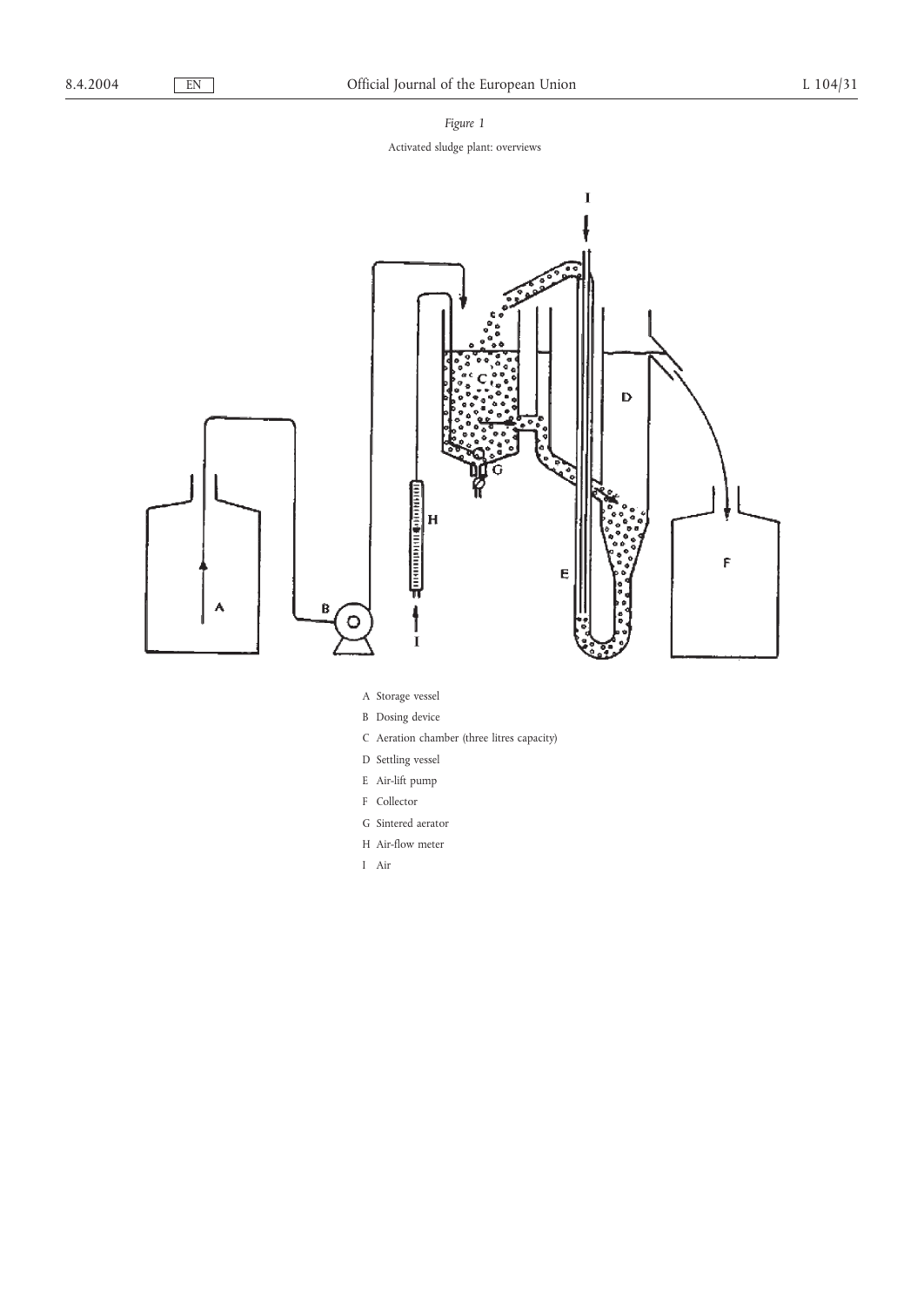*Figure 1*

Activated sludge plant: overviews

A Storage vessel

B Dosing device

C Aeration chamber (three litres capacity)

D Settling vessel

E Air-lift pump

F Collector

G Sintered aerator

H Air-flow meter

I Air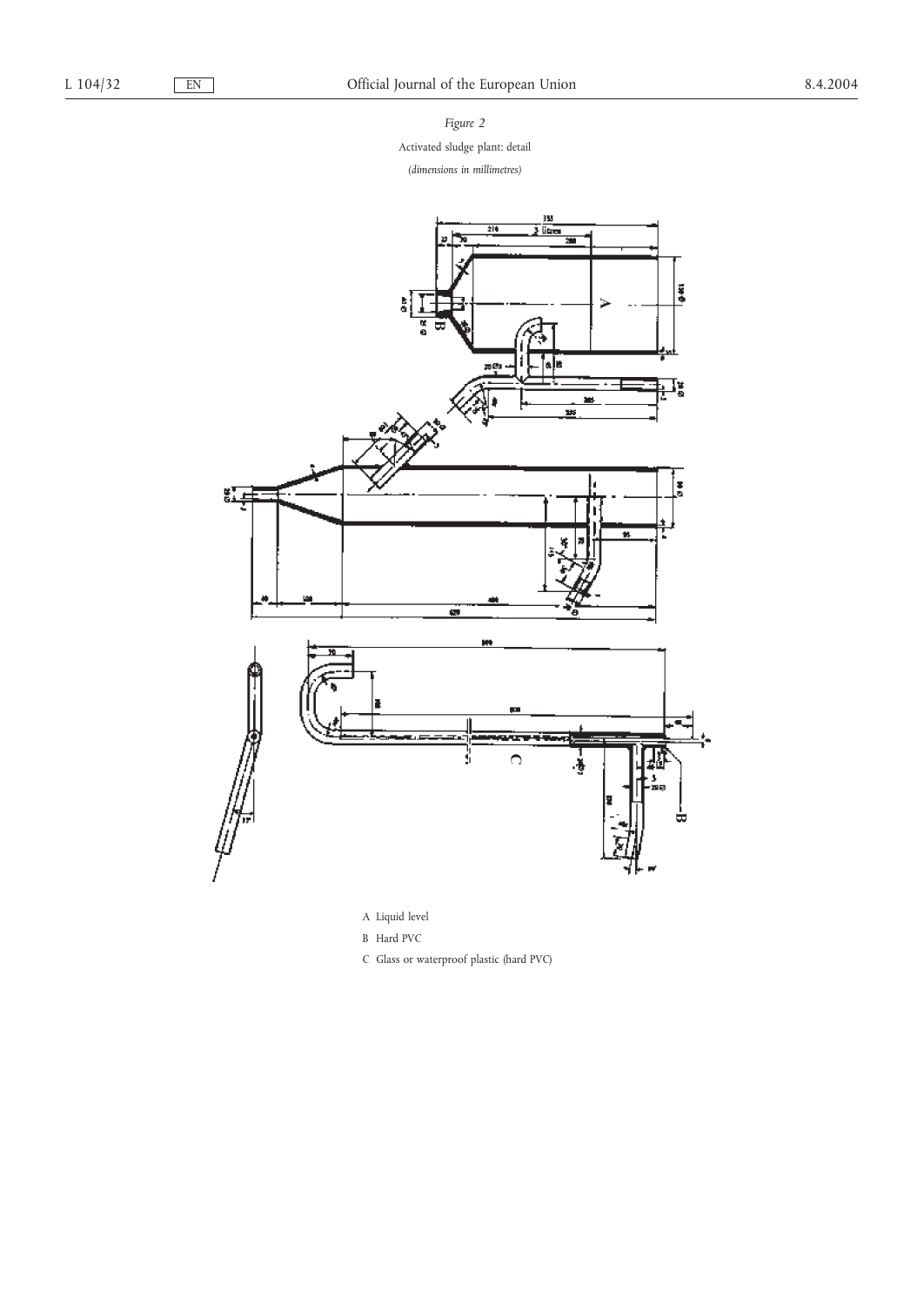*Figure 2*

Activated sludge plant: detail

*(dimensions in millimetres)*

A Liquid level

B Hard PVC

C Glass or waterproof plastic (hard PVC)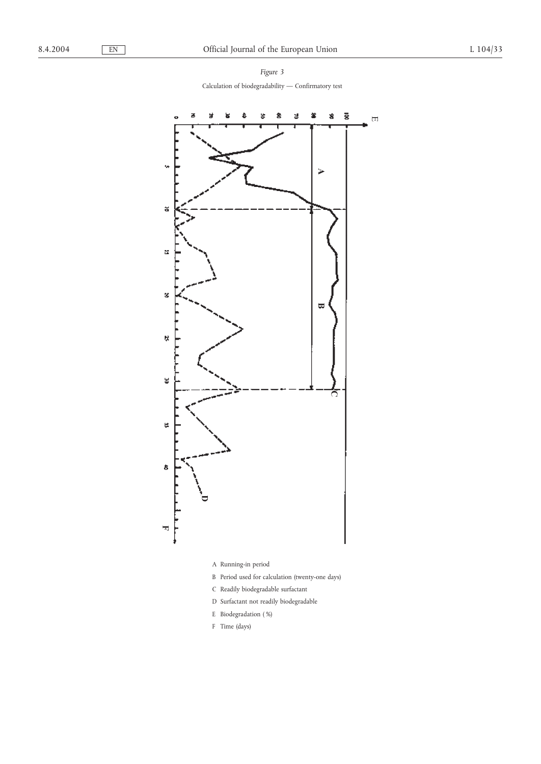*Figure 3*

Calculation of biodegradability — Confirmatory test

A Running-in period

B Period used for calculation (twenty-one days)

C Readily biodegradable surfactant

D Surfactant not readily biodegradable

E Biodegradation (%)

F Time (days)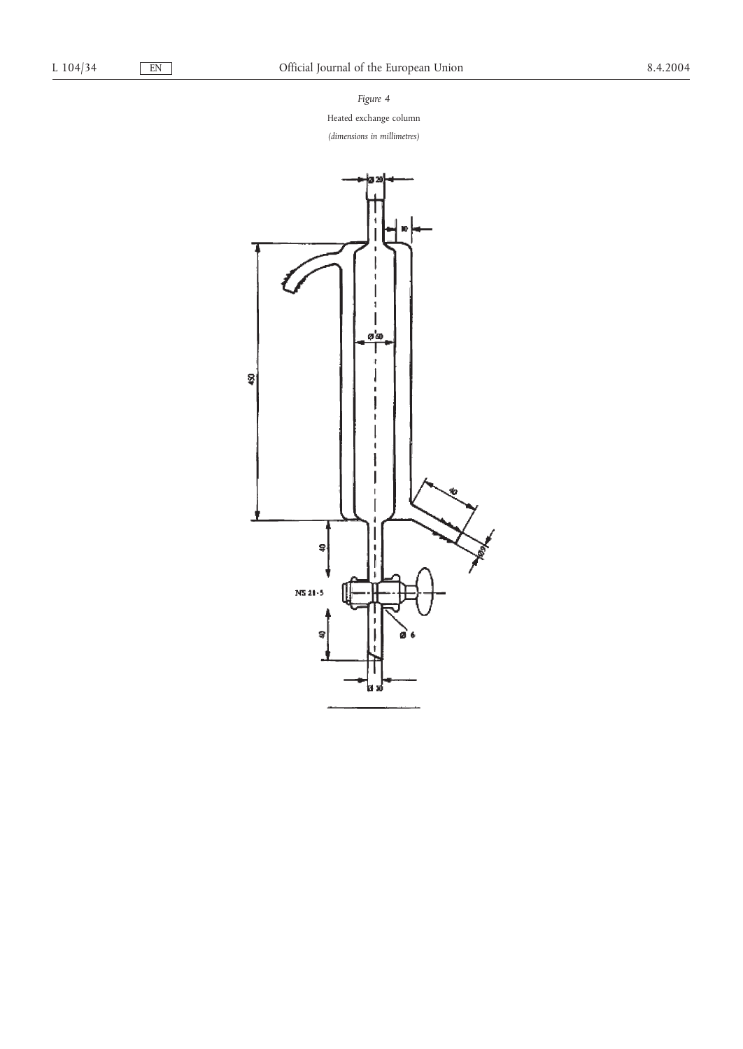*Figure 4*

Heated exchange column

*(dimensions in millimetres)*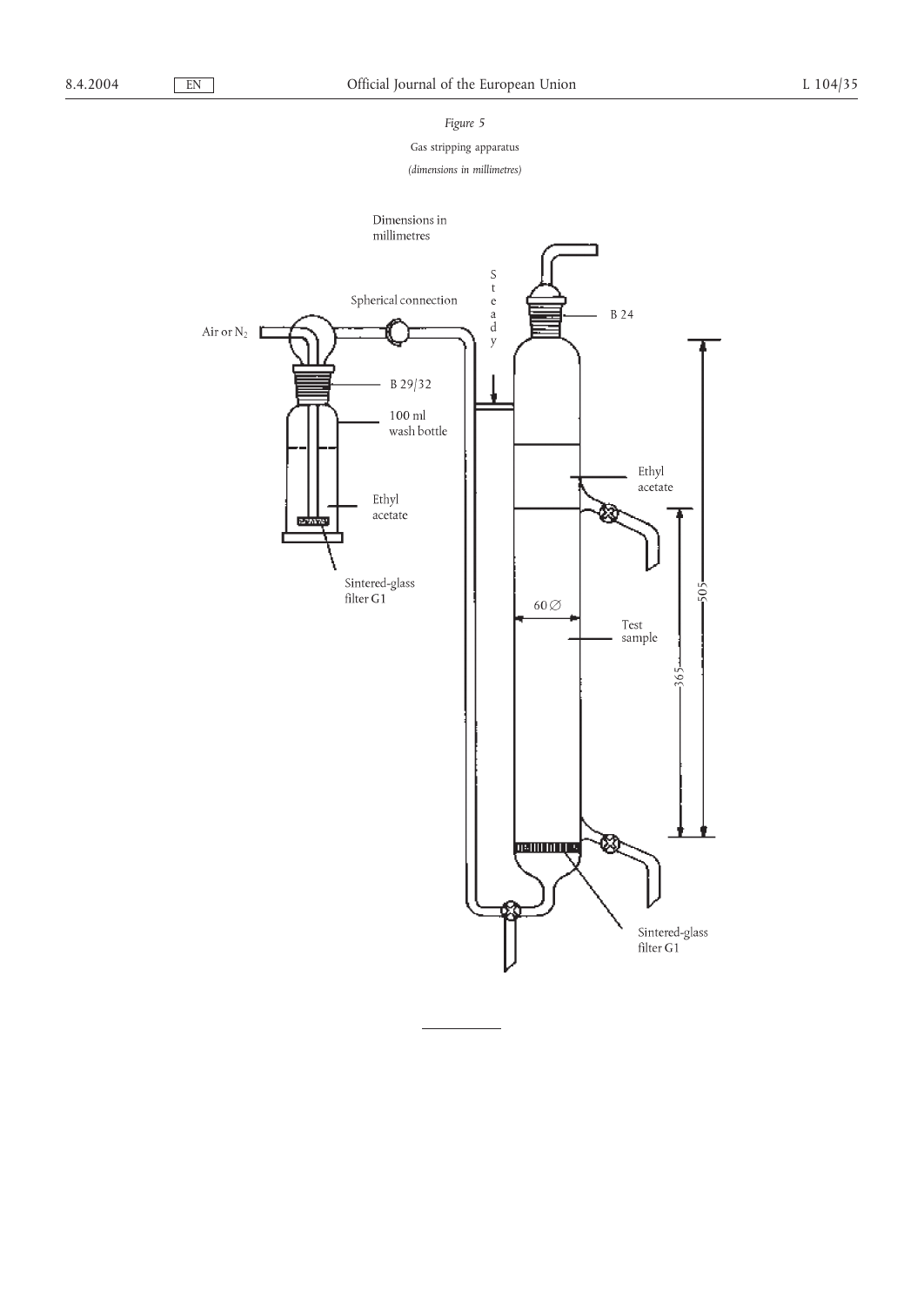*Figure 5*

Gas stripping apparatus

*(dimensions in millimetres)*

Dimensions in millimetres

Spherical connection

Steady

B 24

Air or $N_2$

B 29/32

100 ml wash bottle

Ethyl acetate

Ethyl acetate

Sintered-glass filter G1

60 ∅

Test sample

505

365

Sintered-glass filter G1